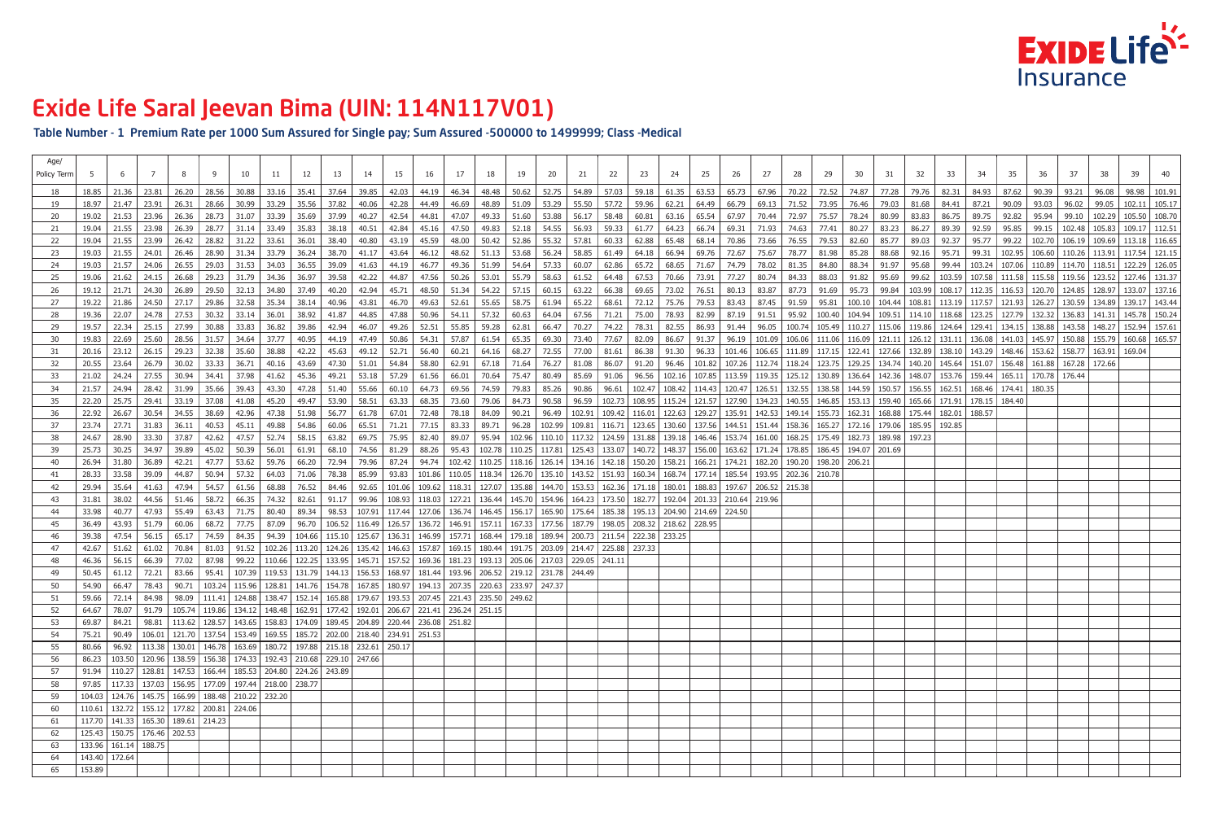# Exide Life Saral Jeevan Bima (UIN: 114N117V01)

**Table Number - 1 Premium Rate per 1000 Sum Assured for Single pay; Sum Assured -500000 to 1499999; Class -Medical**

| Age/ Policy Term | 5 | 6 | 7 | 8 | 9 | 10 | 11 | 12 | 13 | 14 | 15 | 16 | 17 | 18 | 19 | 20 | 21 | 22 | 23 | 24 | 25 | 26 | 27 | 28 | 29 | 30 | 31 | 32 | 33 | 34 | 35 | 36 | 37 | 38 | 39 | 40 |
|---|---|---|---|---|---|---|---|---|---|---|---|---|---|---|---|---|---|---|---|---|---|---|---|---|---|---|---|---|---|---|---|---|---|---|---|---|
| 18 | 18.85 | 21.36 | 23.81 | 26.20 | 28.56 | 30.88 | 33.16 | 35.41 | 37.64 | 39.85 | 42.03 | 44.19 | 46.34 | 48.48 | 50.62 | 52.75 | 54.89 | 57.03 | 59.18 | 61.35 | 63.53 | 65.73 | 67.96 | 70.22 | 72.52 | 74.87 | 77.28 | 79.76 | 82.31 | 84.93 | 87.62 | 90.39 | 93.21 | 96.08 | 98.98 | 101.91 |
| 19 | 18.97 | 21.47 | 23.91 | 26.31 | 28.66 | 30.99 | 33.29 | 35.56 | 37.82 | 40.06 | 42.28 | 44.49 | 46.69 | 48.89 | 51.09 | 53.29 | 55.50 | 57.72 | 59.96 | 62.21 | 64.49 | 66.79 | 69.13 | 71.52 | 73.95 | 76.46 | 79.03 | 81.68 | 84.41 | 87.21 | 90.09 | 93.03 | 96.02 | 99.05 | 102.11 | 105.17 |
| 20 | 19.02 | 21.53 | 23.96 | 26.36 | 28.73 | 31.07 | 33.39 | 35.69 | 37.99 | 40.27 | 42.54 | 44.81 | 47.07 | 49.33 | 51.60 | 53.88 | 56.17 | 58.48 | 60.81 | 63.16 | 65.54 | 67.97 | 70.44 | 72.97 | 75.57 | 78.24 | 80.99 | 83.83 | 86.75 | 89.75 | 92.82 | 95.94 | 99.10 | 102.29 | 105.50 | 108.70 |
| 21 | 19.04 | 21.55 | 23.98 | 26.39 | 28.77 | 31.14 | 33.49 | 35.83 | 38.18 | 40.51 | 42.84 | 45.16 | 47.50 | 49.83 | 52.18 | 54.55 | 56.93 | 59.33 | 61.77 | 64.23 | 66.74 | 69.31 | 71.93 | 74.63 | 77.41 | 80.27 | 83.23 | 86.27 | 89.39 | 92.59 | 95.85 | 99.15 | 102.48 | 105.83 | 109.17 | 112.51 |
| 22 | 19.04 | 21.55 | 23.99 | 26.42 | 28.82 | 31.22 | 33.61 | 36.01 | 38.40 | 40.80 | 43.19 | 45.59 | 48.00 | 50.42 | 52.86 | 55.32 | 57.81 | 60.33 | 62.88 | 65.48 | 68.14 | 70.86 | 73.66 | 76.55 | 79.53 | 82.60 | 85.77 | 89.03 | 92.37 | 95.77 | 99.22 | 102.70 | 106.19 | 109.69 | 113.18 | 116.65 |
| 23 | 19.03 | 21.55 | 24.01 | 26.46 | 28.90 | 31.34 | 33.79 | 36.24 | 38.70 | 41.17 | 43.64 | 46.12 | 48.62 | 51.13 | 53.68 | 56.24 | 58.85 | 61.49 | 64.18 | 66.94 | 69.76 | 72.67 | 75.67 | 78.77 | 81.98 | 85.28 | 88.68 | 92.16 | 95.71 | 99.31 | 102.95 | 106.60 | 110.26 | 113.91 | 117.54 | 121.15 |
| 24 | 19.03 | 21.57 | 24.06 | 26.55 | 29.03 | 31.53 | 34.03 | 36.55 | 39.09 | 41.63 | 44.19 | 46.77 | 49.36 | 51.99 | 54.64 | 57.33 | 60.07 | 62.86 | 65.72 | 68.65 | 71.67 | 74.79 | 78.02 | 81.35 | 84.80 | 88.34 | 91.97 | 95.68 | 99.44 | 103.24 | 107.06 | 110.89 | 114.70 | 118.51 | 122.29 | 126.05 |
| 25 | 19.06 | 21.62 | 24.15 | 26.68 | 29.23 | 31.79 | 34.36 | 36.97 | 39.58 | 42.22 | 44.87 | 47.56 | 50.26 | 53.01 | 55.79 | 58.63 | 61.52 | 64.48 | 67.53 | 70.66 | 73.91 | 77.27 | 80.74 | 84.33 | 88.03 | 91.82 | 95.69 | 99.62 | 103.59 | 107.58 | 111.58 | 115.58 | 119.56 | 123.52 | 127.46 | 131.37 |
| 26 | 19.12 | 21.71 | 24.30 | 26.89 | 29.50 | 32.13 | 34.80 | 37.49 | 40.20 | 42.94 | 45.71 | 48.50 | 51.34 | 54.22 | 57.15 | 60.15 | 63.22 | 66.38 | 69.65 | 73.02 | 76.51 | 80.13 | 83.87 | 87.73 | 91.69 | 95.73 | 99.84 | 103.99 | 108.17 | 112.35 | 116.53 | 120.70 | 124.85 | 128.97 | 133.07 | 137.16 |
| 27 | 19.22 | 21.86 | 24.50 | 27.17 | 29.86 | 32.58 | 35.34 | 38.14 | 40.96 | 43.81 | 46.70 | 49.63 | 52.61 | 55.65 | 58.75 | 61.94 | 65.22 | 68.61 | 72.12 | 75.76 | 79.53 | 83.43 | 87.45 | 91.59 | 95.81 | 100.10 | 104.44 | 108.81 | 113.19 | 117.57 | 121.93 | 126.27 | 130.59 | 134.89 | 139.17 | 143.44 |
| 28 | 19.36 | 22.07 | 24.78 | 27.53 | 30.32 | 33.14 | 36.01 | 38.92 | 41.87 | 44.85 | 47.88 | 50.96 | 54.11 | 57.32 | 60.63 | 64.04 | 67.56 | 71.21 | 75.00 | 78.93 | 82.99 | 87.19 | 91.51 | 95.92 | 100.40 | 104.94 | 109.51 | 114.10 | 118.68 | 123.25 | 127.79 | 132.32 | 136.83 | 141.31 | 145.78 | 150.24 |
| 29 | 19.57 | 22.34 | 25.15 | 27.99 | 30.88 | 33.83 | 36.82 | 39.86 | 42.94 | 46.07 | 49.26 | 52.51 | 55.85 | 59.28 | 62.81 | 66.47 | 70.27 | 74.22 | 78.31 | 82.55 | 86.93 | 91.44 | 96.05 | 100.74 | 105.49 | 110.27 | 115.06 | 119.86 | 124.64 | 129.41 | 134.15 | 138.88 | 143.58 | 148.27 | 152.94 | 157.61 |
| 30 | 19.83 | 22.69 | 25.60 | 28.56 | 31.57 | 34.64 | 37.77 | 40.95 | 44.19 | 47.49 | 50.86 | 54.31 | 57.87 | 61.54 | 65.35 | 69.30 | 73.40 | 77.67 | 82.09 | 86.67 | 91.37 | 96.19 | 101.09 | 106.06 | 111.06 | 116.09 | 121.11 | 126.12 | 131.11 | 136.08 | 141.03 | 145.97 | 150.88 | 155.79 | 160.68 | 165.57 |
| 31 | 20.16 | 23.12 | 26.15 | 29.23 | 32.38 | 35.60 | 38.88 | 42.22 | 45.63 | 49.12 | 52.71 | 56.40 | 60.21 | 64.16 | 68.27 | 72.55 | 77.00 | 81.61 | 86.38 | 91.30 | 96.33 | 101.46 | 106.65 | 111.89 | 117.15 | 122.41 | 127.66 | 132.89 | 138.10 | 143.29 | 148.46 | 153.62 | 158.77 | 163.91 | 169.04 | |
| 32 | 20.55 | 23.64 | 26.79 | 30.02 | 33.33 | 36.71 | 40.16 | 43.69 | 47.30 | 51.01 | 54.84 | 58.80 | 62.91 | 67.18 | 71.64 | 76.27 | 81.08 | 86.07 | 91.20 | 96.46 | 101.82 | 107.26 | 112.74 | 118.24 | 123.75 | 129.25 | 134.74 | 140.20 | 145.64 | 151.07 | 156.48 | 161.88 | 167.28 | 172.66 | | |
| 33 | 21.02 | 24.24 | 27.55 | 30.94 | 34.41 | 37.98 | 41.62 | 45.36 | 49.21 | 53.18 | 57.29 | 61.56 | 66.01 | 70.64 | 75.47 | 80.49 | 85.69 | 91.06 | 96.56 | 102.16 | 107.85 | 113.59 | 119.35 | 125.12 | 130.89 | 136.64 | 142.36 | 148.07 | 153.76 | 159.44 | 165.11 | 170.78 | 176.44 | | | |
| 34 | 21.57 | 24.94 | 28.42 | 31.99 | 35.66 | 39.43 | 43.30 | 47.28 | 51.40 | 55.66 | 60.10 | 64.73 | 69.56 | 74.59 | 79.83 | 85.26 | 90.86 | 96.61 | 102.47 | 108.42 | 114.43 | 120.47 | 126.51 | 132.55 | 138.58 | 144.59 | 150.57 | 156.55 | 162.51 | 168.46 | 174.41 | 180.35 | | | | |
| 35 | 22.20 | 25.75 | 29.41 | 33.19 | 37.08 | 41.08 | 45.20 | 49.47 | 53.90 | 58.51 | 63.33 | 68.35 | 73.60 | 79.06 | 84.73 | 90.58 | 96.59 | 102.73 | 108.95 | 115.24 | 121.57 | 127.90 | 134.23 | 140.55 | 146.85 | 153.13 | 159.40 | 165.66 | 171.91 | 178.15 | 184.40 | | | | | |
| 36 | 22.92 | 26.67 | 30.54 | 34.55 | 38.69 | 42.96 | 47.38 | 51.98 | 56.77 | 61.78 | 67.01 | 72.48 | 78.18 | 84.09 | 90.21 | 96.49 | 102.91 | 109.42 | 116.01 | 122.63 | 129.27 | 135.91 | 142.53 | 149.14 | 155.73 | 162.31 | 168.88 | 175.44 | 182.01 | 188.57 | | | | | | |
| 37 | 23.74 | 27.71 | 31.83 | 36.11 | 40.53 | 45.11 | 49.88 | 54.86 | 60.06 | 65.51 | 71.21 | 77.15 | 83.33 | 89.71 | 96.28 | 102.99 | 109.81 | 116.71 | 123.65 | 130.60 | 137.56 | 144.51 | 151.44 | 158.36 | 165.27 | 172.16 | 179.06 | 185.95 | 192.85 | | | | | | | |
| 38 | 24.67 | 28.90 | 33.30 | 37.87 | 42.62 | 47.57 | 52.74 | 58.15 | 63.82 | 69.75 | 75.95 | 82.40 | 89.07 | 95.94 | 102.96 | 110.10 | 117.32 | 124.59 | 131.88 | 139.18 | 146.46 | 153.74 | 161.00 | 168.25 | 175.49 | 182.73 | 189.98 | 197.23 | | | | | | | | |
| 39 | 25.73 | 30.25 | 34.97 | 39.89 | 45.02 | 50.39 | 56.01 | 61.91 | 68.10 | 74.56 | 81.29 | 88.26 | 95.43 | 102.78 | 110.25 | 117.81 | 125.43 | 133.07 | 140.72 | 148.37 | 156.00 | 163.62 | 171.24 | 178.85 | 186.45 | 194.07 | 201.69 | | | | | | | | | |
| 40 | 26.94 | 31.80 | 36.89 | 42.21 | 47.77 | 53.62 | 59.76 | 66.20 | 72.94 | 79.96 | 87.24 | 94.74 | 102.42 | 110.25 | 118.16 | 126.14 | 134.16 | 142.18 | 150.20 | 158.21 | 166.21 | 174.21 | 182.20 | 190.20 | 198.20 | 206.21 | | | | | | | | | | |
| 41 | 28.33 | 33.58 | 39.09 | 44.87 | 50.94 | 57.32 | 64.03 | 71.06 | 78.38 | 85.99 | 93.83 | 101.86 | 110.05 | 118.34 | 126.70 | 135.10 | 143.52 | 151.93 | 160.34 | 168.74 | 177.14 | 185.54 | 193.95 | 202.36 | 210.78 | | | | | | | | | | | |
| 42 | 29.94 | 35.64 | 41.63 | 47.94 | 54.57 | 61.56 | 68.88 | 76.52 | 84.46 | 92.65 | 101.06 | 109.62 | 118.31 | 127.07 | 135.88 | 144.70 | 153.53 | 162.36 | 171.18 | 180.01 | 188.83 | 197.67 | 206.52 | 215.38 | | | | | | | | | | | | |
| 43 | 31.81 | 38.02 | 44.56 | 51.46 | 58.72 | 66.35 | 74.32 | 82.61 | 91.17 | 99.96 | 108.93 | 118.03 | 127.21 | 136.44 | 145.70 | 154.96 | 164.23 | 173.50 | 182.77 | 192.04 | 201.33 | 210.64 | 219.96 | | | | | | | | | | | | | |
| 44 | 33.98 | 40.77 | 47.93 | 55.49 | 63.43 | 71.75 | 80.40 | 89.34 | 98.53 | 107.91 | 117.44 | 127.06 | 136.74 | 146.45 | 156.17 | 165.90 | 175.64 | 185.38 | 195.13 | 204.90 | 214.69 | 224.50 | | | | | | | | | | | | | | |
| 45 | 36.49 | 43.93 | 51.79 | 60.06 | 68.72 | 77.75 | 87.09 | 96.70 | 106.52 | 116.49 | 126.57 | 136.72 | 146.91 | 157.11 | 167.33 | 177.56 | 187.79 | 198.05 | 208.32 | 218.62 | 228.95 | | | | | | | | | | | | | | | |
| 46 | 39.38 | 47.54 | 56.15 | 65.17 | 74.59 | 84.35 | 94.39 | 104.66 | 115.10 | 125.67 | 136.31 | 146.99 | 157.71 | 168.44 | 179.18 | 189.94 | 200.73 | 211.54 | 222.38 | 233.25 | | | | | | | | | | | | | | | | |
| 47 | 42.67 | 51.62 | 61.02 | 70.84 | 81.03 | 91.52 | 102.26 | 113.20 | 124.26 | 135.42 | 146.63 | 157.87 | 169.15 | 180.44 | 191.75 | 203.09 | 214.47 | 225.88 | 237.33 | | | | | | | | | | | | | | | | | |
| 48 | 46.36 | 56.15 | 66.39 | 77.02 | 87.98 | 99.22 | 110.66 | 122.25 | 133.95 | 145.71 | 157.52 | 169.36 | 181.23 | 193.13 | 205.06 | 217.03 | 229.05 | 241.11 | | | | | | | | | | | | | | | | | | |
| 49 | 50.45 | 61.12 | 72.21 | 83.66 | 95.41 | 107.39 | 119.53 | 131.79 | 144.13 | 156.53 | 168.97 | 181.44 | 193.96 | 206.52 | 219.12 | 231.78 | 244.49 | | | | | | | | | | | | | | | | | | | |
| 50 | 54.90 | 66.47 | 78.43 | 90.71 | 103.24 | 115.96 | 128.81 | 141.76 | 154.78 | 167.85 | 180.97 | 194.13 | 207.35 | 220.63 | 233.97 | 247.37 | | | | | | | | | | | | | | | | | | | | |
| 51 | 59.66 | 72.14 | 84.98 | 98.09 | 111.41 | 124.88 | 138.47 | 152.14 | 165.88 | 179.67 | 193.53 | 207.45 | 221.43 | 235.50 | 249.62 | | | | | | | | | | | | | | | | | | | | | |
| 52 | 64.67 | 78.07 | 91.79 | 105.74 | 119.86 | 134.12 | 148.48 | 162.91 | 177.42 | 192.01 | 206.67 | 221.41 | 236.24 | 251.15 | | | | | | | | | | | | | | | | | | | | | | |
| 53 | 69.87 | 84.21 | 98.81 | 113.62 | 128.57 | 143.65 | 158.83 | 174.09 | 189.45 | 204.89 | 220.44 | 236.08 | 251.82 | | | | | | | | | | | | | | | | | | | | | | | |
| 54 | 75.21 | 90.49 | 106.01 | 121.70 | 137.54 | 153.49 | 169.55 | 185.72 | 202.00 | 218.40 | 234.91 | 251.53 | | | | | | | | | | | | | | | | | | | | | | | | |
| 55 | 80.66 | 96.92 | 113.38 | 130.01 | 146.78 | 163.69 | 180.72 | 197.88 | 215.18 | 232.61 | 250.17 | | | | | | | | | | | | | | | | | | | | | | | | | |
| 56 | 86.23 | 103.50 | 120.96 | 138.59 | 156.38 | 174.33 | 192.43 | 210.68 | 229.10 | 247.66 | | | | | | | | | | | | | | | | | | | | | | | | | | |
| 57 | 91.94 | 110.27 | 128.81 | 147.53 | 166.44 | 185.53 | 204.80 | 224.26 | 243.89 | | | | | | | | | | | | | | | | | | | | | | | | | | | |
| 58 | 97.85 | 117.33 | 137.03 | 156.95 | 177.09 | 197.44 | 218.00 | 238.77 | | | | | | | | | | | | | | | | | | | | | | | | | | | | |
| 59 | 104.03 | 124.76 | 145.75 | 166.99 | 188.48 | 210.22 | 232.20 | | | | | | | | | | | | | | | | | | | | | | | | | | | | | |
| 60 | 110.61 | 132.72 | 155.12 | 177.82 | 200.81 | 224.06 | | | | | | | | | | | | | | | | | | | | | | | | | | | | | | |
| 61 | 117.70 | 141.33 | 165.30 | 189.61 | 214.23 | | | | | | | | | | | | | | | | | | | | | | | | | | | | | | | |
| 62 | 125.43 | 150.75 | 176.46 | 202.53 | | | | | | | | | | | | | | | | | | | | | | | | | | | | | | | | |
| 63 | 133.96 | 161.14 | 188.75 | | | | | | | | | | | | | | | | | | | | | | | | | | | | | | | | | |
| 64 | 143.40 | 172.64 | | | | | | | | | | | | | | | | | | | | | | | | | | | | | | | | | | |
| 65 | 153.89 | | | | | | | | | | | | | | | | | | | | | | | | | | | | | | | | | | | |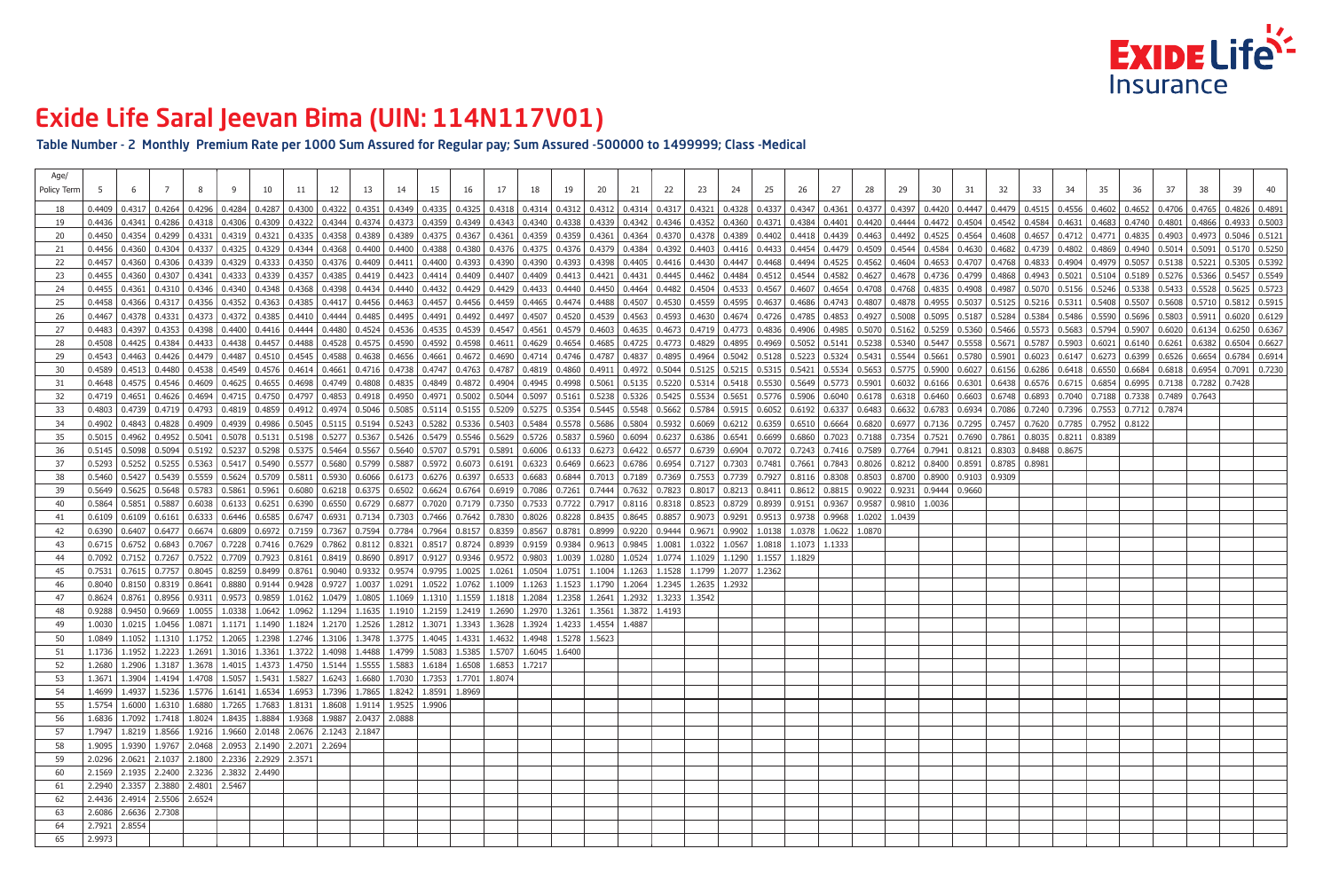# Exide Life Saral Jeevan Bima (UIN: 114N117V01)

**Table Number - 2 Monthly Premium Rate per 1000 Sum Assured for Regular pay; Sum Assured -500000 to 1499999; Class -Medical**

| Age/ Policy Term | 5 | 6 | 7 | 8 | 9 | 10 | 11 | 12 | 13 | 14 | 15 | 16 | 17 | 18 | 19 | 20 | 21 | 22 | 23 | 24 | 25 | 26 | 27 | 28 | 29 | 30 | 31 | 32 | 33 | 34 | 35 | 36 | 37 | 38 | 39 | 40 |
|---|---|---|---|---|---|---|---|---|---|---|---|---|---|---|---|---|---|---|---|---|---|---|---|---|---|---|---|---|---|---|---|---|---|---|---|---|
| 18 | 0.4409 | 0.4317 | 0.4264 | 0.4296 | 0.4284 | 0.4287 | 0.4300 | 0.4322 | 0.4351 | 0.4349 | 0.4335 | 0.4325 | 0.4318 | 0.4314 | 0.4312 | 0.4312 | 0.4314 | 0.4317 | 0.4321 | 0.4328 | 0.4337 | 0.4347 | 0.4361 | 0.4377 | 0.4397 | 0.4420 | 0.4447 | 0.4479 | 0.4515 | 0.4556 | 0.4602 | 0.4652 | 0.4706 | 0.4765 | 0.4826 | 0.4891 |
| 19 | 0.4436 | 0.4341 | 0.4286 | 0.4318 | 0.4306 | 0.4309 | 0.4322 | 0.4344 | 0.4374 | 0.4373 | 0.4359 | 0.4349 | 0.4343 | 0.4340 | 0.4338 | 0.4339 | 0.4342 | 0.4346 | 0.4352 | 0.4360 | 0.4371 | 0.4384 | 0.4401 | 0.4420 | 0.4444 | 0.4472 | 0.4504 | 0.4542 | 0.4584 | 0.4631 | 0.4683 | 0.4740 | 0.4801 | 0.4866 | 0.4933 | 0.5003 |
| 20 | 0.4450 | 0.4354 | 0.4299 | 0.4331 | 0.4319 | 0.4321 | 0.4335 | 0.4358 | 0.4389 | 0.4389 | 0.4375 | 0.4367 | 0.4361 | 0.4359 | 0.4359 | 0.4361 | 0.4364 | 0.4370 | 0.4378 | 0.4389 | 0.4402 | 0.4418 | 0.4439 | 0.4463 | 0.4492 | 0.4525 | 0.4564 | 0.4608 | 0.4657 | 0.4712 | 0.4771 | 0.4835 | 0.4903 | 0.4973 | 0.5046 | 0.5121 |
| 21 | 0.4456 | 0.4360 | 0.4304 | 0.4337 | 0.4325 | 0.4329 | 0.4344 | 0.4368 | 0.4400 | 0.4400 | 0.4388 | 0.4380 | 0.4376 | 0.4375 | 0.4376 | 0.4379 | 0.4384 | 0.4392 | 0.4403 | 0.4416 | 0.4433 | 0.4454 | 0.4479 | 0.4509 | 0.4544 | 0.4584 | 0.4630 | 0.4682 | 0.4739 | 0.4802 | 0.4869 | 0.4940 | 0.5014 | 0.5091 | 0.5170 | 0.5250 |
| 22 | 0.4457 | 0.4360 | 0.4306 | 0.4339 | 0.4329 | 0.4333 | 0.4350 | 0.4376 | 0.4409 | 0.4411 | 0.4400 | 0.4393 | 0.4390 | 0.4390 | 0.4393 | 0.4398 | 0.4405 | 0.4416 | 0.4430 | 0.4447 | 0.4468 | 0.4494 | 0.4525 | 0.4562 | 0.4604 | 0.4653 | 0.4707 | 0.4768 | 0.4833 | 0.4904 | 0.4979 | 0.5057 | 0.5138 | 0.5221 | 0.5305 | 0.5392 |
| 23 | 0.4455 | 0.4360 | 0.4307 | 0.4341 | 0.4333 | 0.4339 | 0.4357 | 0.4385 | 0.4419 | 0.4423 | 0.4414 | 0.4409 | 0.4407 | 0.4409 | 0.4413 | 0.4421 | 0.4431 | 0.4445 | 0.4462 | 0.4484 | 0.4512 | 0.4544 | 0.4582 | 0.4627 | 0.4678 | 0.4736 | 0.4799 | 0.4868 | 0.4943 | 0.5021 | 0.5104 | 0.5189 | 0.5276 | 0.5366 | 0.5457 | 0.5549 |
| 24 | 0.4455 | 0.4361 | 0.4310 | 0.4346 | 0.4340 | 0.4348 | 0.4368 | 0.4398 | 0.4434 | 0.4440 | 0.4432 | 0.4429 | 0.4429 | 0.4433 | 0.4440 | 0.4450 | 0.4464 | 0.4482 | 0.4504 | 0.4533 | 0.4567 | 0.4607 | 0.4654 | 0.4708 | 0.4768 | 0.4835 | 0.4908 | 0.4987 | 0.5070 | 0.5156 | 0.5246 | 0.5338 | 0.5433 | 0.5528 | 0.5625 | 0.5723 |
| 25 | 0.4458 | 0.4366 | 0.4317 | 0.4356 | 0.4352 | 0.4363 | 0.4385 | 0.4417 | 0.4456 | 0.4463 | 0.4457 | 0.4456 | 0.4459 | 0.4465 | 0.4474 | 0.4488 | 0.4507 | 0.4530 | 0.4559 | 0.4595 | 0.4637 | 0.4686 | 0.4743 | 0.4807 | 0.4878 | 0.4955 | 0.5037 | 0.5125 | 0.5216 | 0.5311 | 0.5408 | 0.5507 | 0.5608 | 0.5710 | 0.5812 | 0.5915 |
| 26 | 0.4467 | 0.4378 | 0.4331 | 0.4373 | 0.4372 | 0.4385 | 0.4410 | 0.4444 | 0.4485 | 0.4495 | 0.4491 | 0.4492 | 0.4497 | 0.4507 | 0.4520 | 0.4539 | 0.4563 | 0.4593 | 0.4630 | 0.4674 | 0.4726 | 0.4785 | 0.4853 | 0.4927 | 0.5008 | 0.5095 | 0.5187 | 0.5284 | 0.5384 | 0.5486 | 0.5590 | 0.5696 | 0.5803 | 0.5911 | 0.6020 | 0.6129 |
| 27 | 0.4483 | 0.4397 | 0.4353 | 0.4398 | 0.4400 | 0.4416 | 0.4444 | 0.4480 | 0.4524 | 0.4536 | 0.4535 | 0.4539 | 0.4547 | 0.4561 | 0.4579 | 0.4603 | 0.4635 | 0.4673 | 0.4719 | 0.4773 | 0.4836 | 0.4906 | 0.4985 | 0.5070 | 0.5162 | 0.5259 | 0.5360 | 0.5466 | 0.5573 | 0.5683 | 0.5794 | 0.5907 | 0.6020 | 0.6134 | 0.6250 | 0.6367 |
| 28 | 0.4508 | 0.4425 | 0.4384 | 0.4433 | 0.4438 | 0.4457 | 0.4488 | 0.4528 | 0.4575 | 0.4590 | 0.4592 | 0.4598 | 0.4611 | 0.4629 | 0.4654 | 0.4685 | 0.4725 | 0.4773 | 0.4829 | 0.4895 | 0.4969 | 0.5052 | 0.5141 | 0.5238 | 0.5340 | 0.5447 | 0.5558 | 0.5671 | 0.5787 | 0.5903 | 0.6021 | 0.6140 | 0.6261 | 0.6382 | 0.6504 | 0.6627 |
| 29 | 0.4543 | 0.4463 | 0.4426 | 0.4479 | 0.4487 | 0.4510 | 0.4545 | 0.4588 | 0.4638 | 0.4656 | 0.4661 | 0.4672 | 0.4690 | 0.4714 | 0.4746 | 0.4787 | 0.4837 | 0.4895 | 0.4964 | 0.5042 | 0.5128 | 0.5223 | 0.5324 | 0.5431 | 0.5544 | 0.5661 | 0.5780 | 0.5901 | 0.6023 | 0.6147 | 0.6273 | 0.6399 | 0.6526 | 0.6654 | 0.6784 | 0.6914 |
| 30 | 0.4589 | 0.4513 | 0.4480 | 0.4538 | 0.4549 | 0.4576 | 0.4614 | 0.4661 | 0.4716 | 0.4738 | 0.4747 | 0.4763 | 0.4787 | 0.4819 | 0.4860 | 0.4911 | 0.4972 | 0.5044 | 0.5125 | 0.5215 | 0.5315 | 0.5421 | 0.5534 | 0.5653 | 0.5775 | 0.5900 | 0.6027 | 0.6156 | 0.6286 | 0.6418 | 0.6550 | 0.6684 | 0.6818 | 0.6954 | 0.7091 | 0.7230 |
| 31 | 0.4648 | 0.4575 | 0.4546 | 0.4609 | 0.4625 | 0.4655 | 0.4698 | 0.4749 | 0.4808 | 0.4835 | 0.4849 | 0.4872 | 0.4904 | 0.4945 | 0.4998 | 0.5061 | 0.5135 | 0.5220 | 0.5314 | 0.5418 | 0.5530 | 0.5649 | 0.5773 | 0.5901 | 0.6032 | 0.6166 | 0.6301 | 0.6438 | 0.6576 | 0.6715 | 0.6854 | 0.6995 | 0.7138 | 0.7282 | 0.7428 | |
| 32 | 0.4719 | 0.4651 | 0.4626 | 0.4694 | 0.4715 | 0.4750 | 0.4797 | 0.4853 | 0.4918 | 0.4950 | 0.4971 | 0.5002 | 0.5044 | 0.5097 | 0.5161 | 0.5238 | 0.5326 | 0.5425 | 0.5534 | 0.5651 | 0.5776 | 0.5906 | 0.6040 | 0.6178 | 0.6318 | 0.6460 | 0.6603 | 0.6748 | 0.6893 | 0.7040 | 0.7188 | 0.7338 | 0.7489 | 0.7643 | | |
| 33 | 0.4803 | 0.4739 | 0.4719 | 0.4793 | 0.4819 | 0.4859 | 0.4912 | 0.4974 | 0.5046 | 0.5085 | 0.5114 | 0.5155 | 0.5209 | 0.5275 | 0.5354 | 0.5445 | 0.5548 | 0.5662 | 0.5784 | 0.5915 | 0.6052 | 0.6192 | 0.6337 | 0.6483 | 0.6632 | 0.6783 | 0.6934 | 0.7086 | 0.7240 | 0.7396 | 0.7553 | 0.7712 | 0.7874 | | | |
| 34 | 0.4902 | 0.4843 | 0.4828 | 0.4909 | 0.4939 | 0.4986 | 0.5045 | 0.5115 | 0.5194 | 0.5243 | 0.5282 | 0.5336 | 0.5403 | 0.5484 | 0.5578 | 0.5686 | 0.5804 | 0.5932 | 0.6069 | 0.6212 | 0.6359 | 0.6510 | 0.6664 | 0.6820 | 0.6977 | 0.7136 | 0.7295 | 0.7457 | 0.7620 | 0.7785 | 0.7952 | 0.8122 | | | | |
| 35 | 0.5015 | 0.4962 | 0.4952 | 0.5041 | 0.5078 | 0.5131 | 0.5198 | 0.5277 | 0.5367 | 0.5426 | 0.5479 | 0.5546 | 0.5629 | 0.5726 | 0.5837 | 0.5960 | 0.6094 | 0.6237 | 0.6386 | 0.6541 | 0.6699 | 0.6860 | 0.7023 | 0.7188 | 0.7354 | 0.7521 | 0.7690 | 0.7861 | 0.8035 | 0.8211 | 0.8389 | | | | | |
| 36 | 0.5145 | 0.5098 | 0.5094 | 0.5192 | 0.5237 | 0.5298 | 0.5375 | 0.5464 | 0.5567 | 0.5640 | 0.5707 | 0.5791 | 0.5891 | 0.6006 | 0.6133 | 0.6273 | 0.6422 | 0.6577 | 0.6739 | 0.6904 | 0.7072 | 0.7243 | 0.7416 | 0.7589 | 0.7764 | 0.7941 | 0.8121 | 0.8303 | 0.8488 | 0.8675 | | | | | | |
| 37 | 0.5293 | 0.5252 | 0.5255 | 0.5363 | 0.5417 | 0.5490 | 0.5577 | 0.5680 | 0.5799 | 0.5887 | 0.5972 | 0.6073 | 0.6191 | 0.6323 | 0.6469 | 0.6623 | 0.6786 | 0.6954 | 0.7127 | 0.7303 | 0.7481 | 0.7661 | 0.7843 | 0.8026 | 0.8212 | 0.8400 | 0.8591 | 0.8785 | 0.8981 | | | | | | | |
| 38 | 0.5460 | 0.5427 | 0.5439 | 0.5559 | 0.5624 | 0.5709 | 0.5811 | 0.5930 | 0.6066 | 0.6173 | 0.6276 | 0.6397 | 0.6533 | 0.6683 | 0.6844 | 0.7013 | 0.7189 | 0.7369 | 0.7553 | 0.7739 | 0.7927 | 0.8116 | 0.8308 | 0.8503 | 0.8700 | 0.8900 | 0.9103 | 0.9309 | | | | | | | | |
| 39 | 0.5649 | 0.5625 | 0.5648 | 0.5783 | 0.5861 | 0.5961 | 0.6080 | 0.6218 | 0.6375 | 0.6502 | 0.6624 | 0.6764 | 0.6919 | 0.7086 | 0.7261 | 0.7444 | 0.7632 | 0.7823 | 0.8017 | 0.8213 | 0.8411 | 0.8612 | 0.8815 | 0.9022 | 0.9231 | 0.9444 | 0.9660 | | | | | | | | | |
| 40 | 0.5864 | 0.5851 | 0.5887 | 0.6038 | 0.6133 | 0.6251 | 0.6390 | 0.6550 | 0.6729 | 0.6877 | 0.7020 | 0.7179 | 0.7350 | 0.7533 | 0.7722 | 0.7917 | 0.8116 | 0.8318 | 0.8523 | 0.8729 | 0.8939 | 0.9151 | 0.9367 | 0.9587 | 0.9810 | 1.0036 | | | | | | | | | | |
| 41 | 0.6109 | 0.6109 | 0.6161 | 0.6333 | 0.6446 | 0.6585 | 0.6747 | 0.6931 | 0.7134 | 0.7303 | 0.7466 | 0.7642 | 0.7830 | 0.8026 | 0.8228 | 0.8435 | 0.8645 | 0.8857 | 0.9073 | 0.9291 | 0.9513 | 0.9738 | 0.9968 | 1.0202 | 1.0439 | | | | | | | | | | | |
| 42 | 0.6390 | 0.6407 | 0.6477 | 0.6674 | 0.6809 | 0.6972 | 0.7159 | 0.7367 | 0.7594 | 0.7784 | 0.7964 | 0.8157 | 0.8359 | 0.8567 | 0.8781 | 0.8999 | 0.9220 | 0.9444 | 0.9671 | 0.9902 | 1.0138 | 1.0378 | 1.0622 | 1.0870 | | | | | | | | | | | | |
| 43 | 0.6715 | 0.6752 | 0.6843 | 0.7067 | 0.7228 | 0.7416 | 0.7629 | 0.7862 | 0.8112 | 0.8321 | 0.8517 | 0.8724 | 0.8939 | 0.9159 | 0.9384 | 0.9613 | 0.9845 | 1.0081 | 1.0322 | 1.0567 | 1.0818 | 1.1073 | 1.1333 | | | | | | | | | | | | | |
| 44 | 0.7092 | 0.7152 | 0.7267 | 0.7522 | 0.7709 | 0.7923 | 0.8161 | 0.8419 | 0.8690 | 0.8917 | 0.9127 | 0.9346 | 0.9572 | 0.9803 | 1.0039 | 1.0280 | 1.0524 | 1.0774 | 1.1029 | 1.1290 | 1.1557 | 1.1829 | | | | | | | | | | | | | | |
| 45 | 0.7531 | 0.7615 | 0.7757 | 0.8045 | 0.8259 | 0.8499 | 0.8761 | 0.9040 | 0.9332 | 0.9574 | 0.9795 | 1.0025 | 1.0261 | 1.0504 | 1.0751 | 1.1004 | 1.1263 | 1.1528 | 1.1799 | 1.2077 | 1.2362 | | | | | | | | | | | | | | | |
| 46 | 0.8040 | 0.8150 | 0.8319 | 0.8641 | 0.8880 | 0.9144 | 0.9428 | 0.9727 | 1.0037 | 1.0291 | 1.0522 | 1.0762 | 1.1009 | 1.1263 | 1.1523 | 1.1790 | 1.2064 | 1.2345 | 1.2635 | 1.2932 | | | | | | | | | | | | | | | | |
| 47 | 0.8624 | 0.8761 | 0.8956 | 0.9311 | 0.9573 | 0.9859 | 1.0162 | 1.0479 | 1.0805 | 1.1069 | 1.1310 | 1.1559 | 1.1818 | 1.2084 | 1.2358 | 1.2641 | 1.2932 | 1.3233 | 1.3542 | | | | | | | | | | | | | | | | | |
| 48 | 0.9288 | 0.9450 | 0.9669 | 1.0055 | 1.0338 | 1.0642 | 1.0962 | 1.1294 | 1.1635 | 1.1910 | 1.2159 | 1.2419 | 1.2690 | 1.2970 | 1.3261 | 1.3561 | 1.3872 | 1.4193 | | | | | | | | | | | | | | | | | | |
| 49 | 1.0030 | 1.0215 | 1.0456 | 1.0871 | 1.1171 | 1.1490 | 1.1824 | 1.2170 | 1.2526 | 1.2812 | 1.3071 | 1.3343 | 1.3628 | 1.3924 | 1.4233 | 1.4554 | 1.4887 | | | | | | | | | | | | | | | | | | | |
| 50 | 1.0849 | 1.1052 | 1.1310 | 1.1752 | 1.2065 | 1.2398 | 1.2746 | 1.3106 | 1.3478 | 1.3775 | 1.4045 | 1.4331 | 1.4632 | 1.4948 | 1.5278 | 1.5623 | | | | | | | | | | | | | | | | | | | | |
| 51 | 1.1736 | 1.1952 | 1.2223 | 1.2691 | 1.3016 | 1.3361 | 1.3722 | 1.4098 | 1.4488 | 1.4799 | 1.5083 | 1.5385 | 1.5707 | 1.6045 | 1.6400 | | | | | | | | | | | | | | | | | | | | | |
| 52 | 1.2680 | 1.2906 | 1.3187 | 1.3678 | 1.4015 | 1.4373 | 1.4750 | 1.5144 | 1.5555 | 1.5883 | 1.6184 | 1.6508 | 1.6853 | 1.7217 | | | | | | | | | | | | | | | | | | | | | | |
| 53 | 1.3671 | 1.3904 | 1.4194 | 1.4708 | 1.5057 | 1.5431 | 1.5827 | 1.6243 | 1.6680 | 1.7030 | 1.7353 | 1.7701 | 1.8074 | | | | | | | | | | | | | | | | | | | | | | | |
| 54 | 1.4699 | 1.4937 | 1.5236 | 1.5776 | 1.6141 | 1.6534 | 1.6953 | 1.7396 | 1.7865 | 1.8242 | 1.8591 | 1.8969 | | | | | | | | | | | | | | | | | | | | | | | | |
| 55 | 1.5754 | 1.6000 | 1.6310 | 1.6880 | 1.7265 | 1.7683 | 1.8131 | 1.8608 | 1.9114 | 1.9525 | 1.9906 | | | | | | | | | | | | | | | | | | | | | | | | | |
| 56 | 1.6836 | 1.7092 | 1.7418 | 1.8024 | 1.8435 | 1.8884 | 1.9368 | 1.9887 | 2.0437 | 2.0888 | | | | | | | | | | | | | | | | | | | | | | | | | | |
| 57 | 1.7947 | 1.8219 | 1.8566 | 1.9216 | 1.9660 | 2.0148 | 2.0676 | 2.1243 | 2.1847 | | | | | | | | | | | | | | | | | | | | | | | | | | | |
| 58 | 1.9095 | 1.9390 | 1.9767 | 2.0468 | 2.0953 | 2.1490 | 2.2071 | 2.2694 | | | | | | | | | | | | | | | | | | | | | | | | | | | | |
| 59 | 2.0296 | 2.0621 | 2.1037 | 2.1800 | 2.2336 | 2.2929 | 2.3571 | | | | | | | | | | | | | | | | | | | | | | | | | | | | | |
| 60 | 2.1569 | 2.1935 | 2.2400 | 2.3236 | 2.3832 | 2.4490 | | | | | | | | | | | | | | | | | | | | | | | | | | | | | | |
| 61 | 2.2940 | 2.3357 | 2.3880 | 2.4801 | 2.5467 | | | | | | | | | | | | | | | | | | | | | | | | | | | | | | | |
| 62 | 2.4436 | 2.4914 | 2.5506 | 2.6524 | | | | | | | | | | | | | | | | | | | | | | | | | | | | | | | | |
| 63 | 2.6086 | 2.6636 | 2.7308 | | | | | | | | | | | | | | | | | | | | | | | | | | | | | | | | | |
| 64 | 2.7921 | 2.8554 | | | | | | | | | | | | | | | | | | | | | | | | | | | | | | | | | | |
| 65 | 2.9973 | | | | | | | | | | | | | | | | | | | | | | | | | | | | | | | | | | | |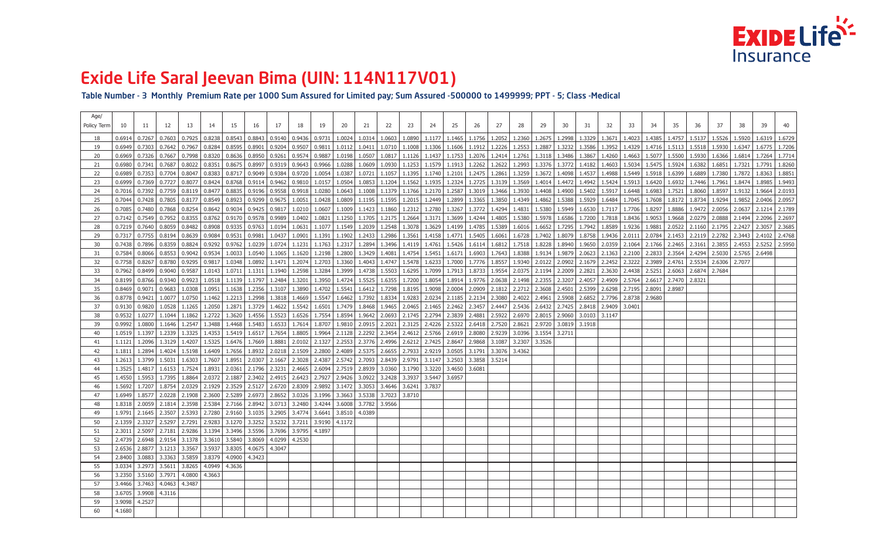# Exide Life Saral Jeevan Bima (UIN: 114N117V01)

### Table Number - 3 Monthly Premium Rate per 1000 Sum Assured for Limited pay; Sum Assured -500000 to 1499999; PPT - 5; Class -Medical

| Age/ Policy Term | 10 | 11 | 12 | 13 | 14 | 15 | 16 | 17 | 18 | 19 | 20 | 21 | 22 | 23 | 24 | 25 | 26 | 27 | 28 | 29 | 30 | 31 | 32 | 33 | 34 | 35 | 36 | 37 | 38 | 39 | 40 |
|---|---|---|---|---|---|---|---|---|---|---|---|---|---|---|---|---|---|---|---|---|---|---|---|---|---|---|---|---|---|---|---|
| 18 | 0.6914 | 0.7267 | 0.7603 | 0.7925 | 0.8238 | 0.8543 | 0.8843 | 0.9140 | 0.9436 | 0.9731 | 1.0024 | 1.0314 | 1.0603 | 1.0890 | 1.1177 | 1.1465 | 1.1756 | 1.2052 | 1.2360 | 1.2675 | 1.2998 | 1.3329 | 1.3671 | 1.4023 | 1.4385 | 1.4757 | 1.5137 | 1.5526 | 1.5920 | 1.6319 | 1.6729 |
| 19 | 0.6949 | 0.7303 | 0.7642 | 0.7967 | 0.8284 | 0.8595 | 0.8901 | 0.9204 | 0.9507 | 0.9811 | 1.0112 | 1.0411 | 1.0710 | 1.1008 | 1.1306 | 1.1606 | 1.1912 | 1.2226 | 1.2553 | 1.2887 | 1.3232 | 1.3586 | 1.3952 | 1.4329 | 1.4716 | 1.5113 | 1.5518 | 1.5930 | 1.6347 | 1.6775 | 1.7206 |
| 20 | 0.6969 | 0.7326 | 0.7667 | 0.7998 | 0.8320 | 0.8636 | 0.8950 | 0.9261 | 0.9574 | 0.9887 | 1.0198 | 1.0507 | 1.0817 | 1.1126 | 1.1437 | 1.1753 | 1.2076 | 1.2414 | 1.2761 | 1.3118 | 1.3486 | 1.3867 | 1.4260 | 1.4663 | 1.5077 | 1.5500 | 1.5930 | 1.6366 | 1.6814 | 1.7264 | 1.7714 |
| 21 | 0.6980 | 0.7341 | 0.7687 | 0.8022 | 0.8351 | 0.8675 | 0.8997 | 0.9319 | 0.9643 | 0.9966 | 1.0288 | 1.0609 | 1.0930 | 1.1253 | 1.1579 | 1.1913 | 1.2262 | 1.2622 | 1.2993 | 1.3376 | 1.3772 | 1.4182 | 1.4603 | 1.5034 | 1.5475 | 1.5924 | 1.6382 | 1.6851 | 1.7321 | 1.7791 | 1.8260 |
| 22 | 0.6989 | 0.7353 | 0.7704 | 0.8047 | 0.8383 | 0.8717 | 0.9049 | 0.9384 | 0.9720 | 1.0054 | 1.0387 | 1.0721 | 1.1057 | 1.1395 | 1.1740 | 1.2101 | 1.2475 | 1.2861 | 1.3259 | 1.3672 | 1.4098 | 1.4537 | 1.4988 | 1.5449 | 1.5918 | 1.6399 | 1.6889 | 1.7380 | 1.7872 | 1.8363 | 1.8851 |
| 23 | 0.6999 | 0.7369 | 0.7727 | 0.8077 | 0.8424 | 0.8768 | 0.9114 | 0.9462 | 0.9810 | 1.0157 | 1.0504 | 1.0853 | 1.1204 | 1.1562 | 1.1935 | 1.2324 | 1.2725 | 1.3139 | 1.3569 | 1.4014 | 1.4472 | 1.4942 | 1.5424 | 1.5913 | 1.6420 | 1.6932 | 1.7446 | 1.7961 | 1.8474 | 1.8985 | 1.9493 |
| 24 | 0.7016 | 0.7392 | 0.7759 | 0.8119 | 0.8477 | 0.8835 | 0.9196 | 0.9558 | 0.9918 | 1.0280 | 1.0643 | 1.1008 | 1.1379 | 1.1766 | 1.2170 | 1.2587 | 1.3019 | 1.3466 | 1.3930 | 1.4408 | 1.4900 | 1.5402 | 1.5917 | 1.6448 | 1.6983 | 1.7521 | 1.8060 | 1.8597 | 1.9132 | 1.9664 | 2.0193 |
| 25 | 0.7044 | 0.7428 | 0.7805 | 0.8177 | 0.8549 | 0.8923 | 0.9299 | 0.9675 | 1.0051 | 1.0428 | 1.0809 | 1.1195 | 1.1595 | 1.2015 | 1.2449 | 1.2899 | 1.3365 | 1.3850 | 1.4349 | 1.4862 | 1.5388 | 1.5929 | 1.6484 | 1.7045 | 1.7608 | 1.8172 | 1.8734 | 1.9294 | 1.9852 | 2.0406 | 2.0957 |
| 26 | 0.7085 | 0.7480 | 0.7868 | 0.8254 | 0.8642 | 0.9034 | 0.9425 | 0.9817 | 1.0210 | 1.0607 | 1.1009 | 1.1423 | 1.1860 | 1.2312 | 1.2780 | 1.3267 | 1.3772 | 1.4294 | 1.4831 | 1.5380 | 1.5949 | 1.6530 | 1.7117 | 1.7706 | 1.8297 | 1.8886 | 1.9472 | 2.0056 | 2.0637 | 2.1214 | 2.1789 |
| 27 | 0.7142 | 0.7549 | 0.7952 | 0.8355 | 0.8762 | 0.9170 | 0.9578 | 0.9989 | 1.0402 | 1.0821 | 1.1250 | 1.1705 | 1.2175 | 1.2664 | 1.3171 | 1.3699 | 1.4244 | 1.4805 | 1.5380 | 1.5978 | 1.6586 | 1.7200 | 1.7818 | 1.8436 | 1.9053 | 1.9668 | 2.0279 | 2.0888 | 2.1494 | 2.2096 | 2.2697 |
| 28 | 0.7219 | 0.7640 | 0.8059 | 0.8482 | 0.8908 | 0.9335 | 0.9763 | 1.0194 | 1.0631 | 1.1077 | 1.1549 | 1.2039 | 1.2548 | 1.3078 | 1.3629 | 1.4199 | 1.4785 | 1.5389 | 1.6016 | 1.6652 | 1.7295 | 1.7942 | 1.8589 | 1.9236 | 1.9881 | 2.0522 | 2.1160 | 2.1795 | 2.2427 | 2.3057 | 2.3685 |
| 29 | 0.7317 | 0.7755 | 0.8194 | 0.8639 | 0.9084 | 0.9531 | 0.9981 | 1.0437 | 1.0901 | 1.1391 | 1.1902 | 1.2433 | 1.2986 | 1.3561 | 1.4158 | 1.4771 | 1.5405 | 1.6061 | 1.6728 | 1.7402 | 1.8079 | 1.8758 | 1.9436 | 2.0111 | 2.0784 | 2.1453 | 2.2119 | 2.2782 | 2.3443 | 2.4102 | 2.4768 |
| 30 | 0.7438 | 0.7896 | 0.8359 | 0.8824 | 0.9292 | 0.9762 | 1.0239 | 1.0724 | 1.1231 | 1.1763 | 1.2317 | 1.2894 | 1.3496 | 1.4119 | 1.4761 | 1.5426 | 1.6114 | 1.6812 | 1.7518 | 1.8228 | 1.8940 | 1.9650 | 2.0359 | 2.1064 | 2.1766 | 2.2465 | 2.3161 | 2.3855 | 2.4553 | 2.5252 | 2.5950 |
| 31 | 0.7584 | 0.8066 | 0.8553 | 0.9042 | 0.9534 | 1.0033 | 1.0540 | 1.1065 | 1.1620 | 1.2198 | 1.2800 | 1.3429 | 1.4081 | 1.4754 | 1.5451 | 1.6171 | 1.6903 | 1.7643 | 1.8388 | 1.9134 | 1.9879 | 2.0623 | 2.1363 | 2.2100 | 2.2833 | 2.3564 | 2.4294 | 2.5030 | 2.5765 | 2.6498 | |
| 32 | 0.7758 | 0.8267 | 0.8780 | 0.9295 | 0.9817 | 1.0348 | 1.0892 | 1.1471 | 1.2074 | 1.2703 | 1.3360 | 1.4043 | 1.4747 | 1.5478 | 1.6233 | 1.7000 | 1.7776 | 1.8557 | 1.9340 | 2.0122 | 2.0902 | 2.1679 | 2.2452 | 2.3222 | 2.3989 | 2.4761 | 2.5534 | 2.6306 | 2.7077 | | |
| 33 | 0.7962 | 0.8499 | 0.9040 | 0.9587 | 1.0143 | 1.0711 | 1.1311 | 1.1940 | 1.2598 | 1.3284 | 1.3999 | 1.4738 | 1.5503 | 1.6295 | 1.7099 | 1.7913 | 1.8733 | 1.9554 | 2.0375 | 2.1194 | 2.2009 | 2.2821 | 2.3630 | 2.4438 | 2.5251 | 2.6063 | 2.6874 | 2.7684 | | | |
| 34 | 0.8199 | 0.8766 | 0.9340 | 0.9923 | 1.0518 | 1.1139 | 1.1797 | 1.2484 | 1.3201 | 1.3950 | 1.4724 | 1.5525 | 1.6355 | 1.7200 | 1.8054 | 1.8914 | 1.9776 | 2.0638 | 2.1498 | 2.2355 | 2.3207 | 2.4057 | 2.4909 | 2.5764 | 2.6617 | 2.7470 | 2.8321 | | | | |
| 35 | 0.8469 | 0.9071 | 0.9683 | 1.0308 | 1.0951 | 1.1638 | 1.2356 | 1.3107 | 1.3890 | 1.4702 | 1.5541 | 1.6412 | 1.7298 | 1.8195 | 1.9098 | 2.0004 | 2.0909 | 2.1812 | 2.2712 | 2.3608 | 2.4501 | 2.5399 | 2.6298 | 2.7195 | 2.8091 | 2.8987 | | | | | |
| 36 | 0.8778 | 0.9421 | 1.0077 | 1.0750 | 1.1462 | 1.2213 | 1.2998 | 1.3818 | 1.4669 | 1.5547 | 1.6462 | 1.7392 | 1.8334 | 1.9283 | 2.0234 | 2.1185 | 2.2134 | 2.3080 | 2.4022 | 2.4961 | 2.5908 | 2.6852 | 2.7796 | 2.8738 | 2.9680 | | | | | | |
| 37 | 0.9130 | 0.9820 | 1.0528 | 1.1265 | 1.2050 | 1.2871 | 1.3729 | 1.4622 | 1.5542 | 1.6501 | 1.7479 | 1.8468 | 1.9465 | 2.0465 | 2.1465 | 2.2462 | 2.3457 | 2.4447 | 2.5436 | 2.6432 | 2.7425 | 2.8418 | 2.9409 | 3.0401 | | | | | | | |
| 38 | 0.9532 | 1.0277 | 1.1044 | 1.1862 | 1.2722 | 1.3620 | 1.4556 | 1.5523 | 1.6526 | 1.7554 | 1.8594 | 1.9642 | 2.0693 | 2.1745 | 2.2794 | 2.3839 | 2.4881 | 2.5922 | 2.6970 | 2.8015 | 2.9060 | 3.0103 | 3.1147 | | | | | | | | |
| 39 | 0.9992 | 1.0800 | 1.1646 | 1.2547 | 1.3488 | 1.4468 | 1.5483 | 1.6533 | 1.7614 | 1.8707 | 1.9810 | 2.0915 | 2.2021 | 2.3125 | 2.4226 | 2.5322 | 2.6418 | 2.7520 | 2.8621 | 2.9720 | 3.0819 | 3.1918 | | | | | | | | | |
| 40 | 1.0519 | 1.1397 | 1.2339 | 1.3325 | 1.4353 | 1.5419 | 1.6517 | 1.7654 | 1.8805 | 1.9964 | 2.1128 | 2.2292 | 2.3454 | 2.4612 | 2.5766 | 2.6919 | 2.8080 | 2.9239 | 3.0396 | 3.1554 | 3.2711 | | | | | | | | | | |
| 41 | 1.1121 | 1.2096 | 1.3129 | 1.4207 | 1.5325 | 1.6476 | 1.7669 | 1.8881 | 2.0102 | 2.1327 | 2.2553 | 2.3776 | 2.4996 | 2.6212 | 2.7425 | 2.8647 | 2.9868 | 3.1087 | 3.2307 | 3.3526 | | | | | | | | | | | |
| 42 | 1.1811 | 1.2894 | 1.4024 | 1.5198 | 1.6409 | 1.7656 | 1.8932 | 2.0218 | 2.1509 | 2.2800 | 2.4089 | 2.5375 | 2.6655 | 2.7933 | 2.9219 | 3.0505 | 3.1791 | 3.3076 | 3.4362 | | | | | | | | | | | | |
| 43 | 1.2613 | 1.3799 | 1.5031 | 1.6303 | 1.7607 | 1.8951 | 2.0307 | 2.1667 | 2.3028 | 2.4387 | 2.5742 | 2.7093 | 2.8439 | 2.9791 | 3.1147 | 3.2503 | 3.3858 | 3.5214 | | | | | | | | | | | | | |
| 44 | 1.3525 | 1.4817 | 1.6153 | 1.7524 | 1.8931 | 2.0361 | 2.1796 | 2.3231 | 2.4665 | 2.6094 | 2.7519 | 2.8939 | 3.0360 | 3.1790 | 3.3220 | 3.4650 | 3.6081 | | | | | | | | | | | | | | |
| 45 | 1.4550 | 1.5953 | 1.7395 | 1.8864 | 2.0372 | 2.1887 | 2.3402 | 2.4915 | 2.6423 | 2.7927 | 2.9426 | 3.0922 | 3.2428 | 3.3937 | 3.5447 | 3.6957 | | | | | | | | | | | | | | | |
| 46 | 1.5692 | 1.7207 | 1.8754 | 2.0329 | 2.1929 | 2.3529 | 2.5127 | 2.6720 | 2.8309 | 2.9892 | 3.1472 | 3.3053 | 3.4646 | 3.6241 | 3.7837 | | | | | | | | | | | | | | | | |
| 47 | 1.6949 | 1.8577 | 2.0228 | 2.1908 | 2.3600 | 2.5289 | 2.6973 | 2.8652 | 3.0326 | 3.1996 | 3.3663 | 3.5338 | 3.7023 | 3.8710 | | | | | | | | | | | | | | | | | |
| 48 | 1.8318 | 2.0059 | 2.1814 | 2.3598 | 2.5384 | 2.7166 | 2.8942 | 3.0713 | 3.2480 | 3.4244 | 3.6008 | 3.7782 | 3.9566 | | | | | | | | | | | | | | | | | | |
| 49 | 1.9791 | 2.1645 | 2.3507 | 2.5393 | 2.7280 | 2.9160 | 3.1035 | 3.2905 | 3.4774 | 3.6641 | 3.8510 | 4.0389 | | | | | | | | | | | | | | | | | | | |
| 50 | 2.1359 | 2.3327 | 2.5297 | 2.7291 | 2.9283 | 3.1270 | 3.3252 | 3.5232 | 3.7211 | 3.9190 | 4.1172 | | | | | | | | | | | | | | | | | | | | |
| 51 | 2.3011 | 2.5097 | 2.7181 | 2.9286 | 3.1394 | 3.3496 | 3.5596 | 3.7696 | 3.9795 | 4.1897 | | | | | | | | | | | | | | | | | | | | | |
| 52 | 2.4739 | 2.6948 | 2.9154 | 3.1378 | 3.3610 | 3.5840 | 3.8069 | 4.0299 | 4.2530 | | | | | | | | | | | | | | | | | | | | | | |
| 53 | 2.6536 | 2.8877 | 3.1213 | 3.3567 | 3.5937 | 3.8305 | 4.0675 | 4.3047 | | | | | | | | | | | | | | | | | | | | | | | |
| 54 | 2.8400 | 3.0883 | 3.3363 | 3.5859 | 3.8379 | 4.0900 | 4.3423 | | | | | | | | | | | | | | | | | | | | | | | | |
| 55 | 3.0334 | 3.2973 | 3.5611 | 3.8265 | 4.0949 | 4.3636 | | | | | | | | | | | | | | | | | | | | | | | | | |
| 56 | 3.2350 | 3.5160 | 3.7971 | 4.0800 | 4.3663 | | | | | | | | | | | | | | | | | | | | | | | | | | |
| 57 | 3.4466 | 3.7463 | 4.0463 | 4.3487 | | | | | | | | | | | | | | | | | | | | | | | | | | | |
| 58 | 3.6705 | 3.9908 | 4.3116 | | | | | | | | | | | | | | | | | | | | | | | | | | | | |
| 59 | 3.9098 | 4.2527 | | | | | | | | | | | | | | | | | | | | | | | | | | | | | |
| 60 | 4.1680 | | | | | | | | | | | | | | | | | | | | | | | | | | | | | | |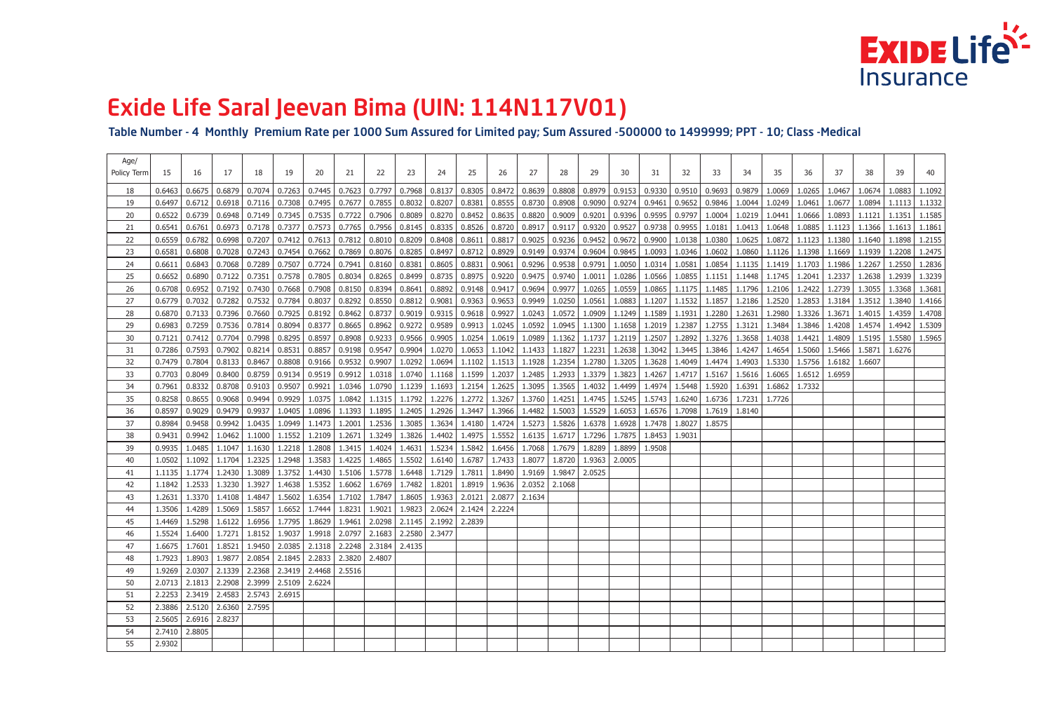# Exide Life Saral Jeevan Bima (UIN: 114N117V01)

**Table Number - 4 Monthly Premium Rate per 1000 Sum Assured for Limited pay; Sum Assured -500000 to 1499999; PPT - 10; Class -Medical**

| Age/ Policy Term | 15 | 16 | 17 | 18 | 19 | 20 | 21 | 22 | 23 | 24 | 25 | 26 | 27 | 28 | 29 | 30 | 31 | 32 | 33 | 34 | 35 | 36 | 37 | 38 | 39 | 40 |
|---|---|---|---|---|---|---|---|---|---|---|---|---|---|---|---|---|---|---|---|---|---|---|---|---|---|---|
| 18 | 0.6463 | 0.6675 | 0.6879 | 0.7074 | 0.7263 | 0.7445 | 0.7623 | 0.7797 | 0.7968 | 0.8137 | 0.8305 | 0.8472 | 0.8639 | 0.8808 | 0.8979 | 0.9153 | 0.9330 | 0.9510 | 0.9693 | 0.9879 | 1.0069 | 1.0265 | 1.0467 | 1.0674 | 1.0883 | 1.1092 |
| 19 | 0.6497 | 0.6712 | 0.6918 | 0.7116 | 0.7308 | 0.7495 | 0.7677 | 0.7855 | 0.8032 | 0.8207 | 0.8381 | 0.8555 | 0.8730 | 0.8908 | 0.9090 | 0.9274 | 0.9461 | 0.9652 | 0.9846 | 1.0044 | 1.0249 | 1.0461 | 1.0677 | 1.0894 | 1.1113 | 1.1332 |
| 20 | 0.6522 | 0.6739 | 0.6948 | 0.7149 | 0.7345 | 0.7535 | 0.7722 | 0.7906 | 0.8089 | 0.8270 | 0.8452 | 0.8635 | 0.8820 | 0.9009 | 0.9201 | 0.9396 | 0.9595 | 0.9797 | 1.0004 | 1.0219 | 1.0441 | 1.0666 | 1.0893 | 1.1121 | 1.1351 | 1.1585 |
| 21 | 0.6541 | 0.6761 | 0.6973 | 0.7178 | 0.7377 | 0.7573 | 0.7765 | 0.7956 | 0.8145 | 0.8335 | 0.8526 | 0.8720 | 0.8917 | 0.9117 | 0.9320 | 0.9527 | 0.9738 | 0.9955 | 1.0181 | 1.0413 | 1.0648 | 1.0885 | 1.1123 | 1.1366 | 1.1613 | 1.1861 |
| 22 | 0.6559 | 0.6782 | 0.6998 | 0.7207 | 0.7412 | 0.7613 | 0.7812 | 0.8010 | 0.8209 | 0.8408 | 0.8611 | 0.8817 | 0.9025 | 0.9236 | 0.9452 | 0.9672 | 0.9900 | 1.0138 | 1.0380 | 1.0625 | 1.0872 | 1.1123 | 1.1380 | 1.1640 | 1.1898 | 1.2155 |
| 23 | 0.6581 | 0.6808 | 0.7028 | 0.7243 | 0.7454 | 0.7662 | 0.7869 | 0.8076 | 0.8285 | 0.8497 | 0.8712 | 0.8929 | 0.9149 | 0.9374 | 0.9604 | 0.9845 | 1.0093 | 1.0346 | 1.0602 | 1.0860 | 1.1126 | 1.1398 | 1.1669 | 1.1939 | 1.2208 | 1.2475 |
| 24 | 0.6611 | 0.6843 | 0.7068 | 0.7289 | 0.7507 | 0.7724 | 0.7941 | 0.8160 | 0.8381 | 0.8605 | 0.8831 | 0.9061 | 0.9296 | 0.9538 | 0.9791 | 1.0050 | 1.0314 | 1.0581 | 1.0854 | 1.1135 | 1.1419 | 1.1703 | 1.1986 | 1.2267 | 1.2550 | 1.2836 |
| 25 | 0.6652 | 0.6890 | 0.7122 | 0.7351 | 0.7578 | 0.7805 | 0.8034 | 0.8265 | 0.8499 | 0.8735 | 0.8975 | 0.9220 | 0.9475 | 0.9740 | 1.0011 | 1.0286 | 1.0566 | 1.0855 | 1.1151 | 1.1448 | 1.1745 | 1.2041 | 1.2337 | 1.2638 | 1.2939 | 1.3239 |
| 26 | 0.6708 | 0.6952 | 0.7192 | 0.7430 | 0.7668 | 0.7908 | 0.8150 | 0.8394 | 0.8641 | 0.8892 | 0.9148 | 0.9417 | 0.9694 | 0.9977 | 1.0265 | 1.0559 | 1.0865 | 1.1175 | 1.1485 | 1.1796 | 1.2106 | 1.2422 | 1.2739 | 1.3055 | 1.3368 | 1.3681 |
| 27 | 0.6779 | 0.7032 | 0.7282 | 0.7532 | 0.7784 | 0.8037 | 0.8292 | 0.8550 | 0.8812 | 0.9081 | 0.9363 | 0.9653 | 0.9949 | 1.0250 | 1.0561 | 1.0883 | 1.1207 | 1.1532 | 1.1857 | 1.2186 | 1.2520 | 1.2853 | 1.3184 | 1.3512 | 1.3840 | 1.4166 |
| 28 | 0.6870 | 0.7133 | 0.7396 | 0.7660 | 0.7925 | 0.8192 | 0.8462 | 0.8737 | 0.9019 | 0.9315 | 0.9618 | 0.9927 | 1.0243 | 1.0572 | 1.0909 | 1.1249 | 1.1589 | 1.1931 | 1.2280 | 1.2631 | 1.2980 | 1.3326 | 1.3671 | 1.4015 | 1.4359 | 1.4708 |
| 29 | 0.6983 | 0.7259 | 0.7536 | 0.7814 | 0.8094 | 0.8377 | 0.8665 | 0.8962 | 0.9272 | 0.9589 | 0.9913 | 1.0245 | 1.0592 | 1.0945 | 1.1300 | 1.1658 | 1.2019 | 1.2387 | 1.2755 | 1.3121 | 1.3484 | 1.3846 | 1.4208 | 1.4574 | 1.4942 | 1.5309 |
| 30 | 0.7121 | 0.7412 | 0.7704 | 0.7998 | 0.8295 | 0.8597 | 0.8908 | 0.9233 | 0.9566 | 0.9905 | 1.0254 | 1.0619 | 1.0989 | 1.1362 | 1.1737 | 1.2119 | 1.2507 | 1.2892 | 1.3276 | 1.3658 | 1.4038 | 1.4421 | 1.4809 | 1.5195 | 1.5580 | 1.5965 |
| 31 | 0.7286 | 0.7593 | 0.7902 | 0.8214 | 0.8531 | 0.8857 | 0.9198 | 0.9547 | 0.9904 | 1.0270 | 1.0653 | 1.1042 | 1.1433 | 1.1827 | 1.2231 | 1.2638 | 1.3042 | 1.3445 | 1.3846 | 1.4247 | 1.4654 | 1.5060 | 1.5466 | 1.5871 | 1.6276 | |
| 32 | 0.7479 | 0.7804 | 0.8133 | 0.8467 | 0.8808 | 0.9166 | 0.9532 | 0.9907 | 1.0292 | 1.0694 | 1.1102 | 1.1513 | 1.1928 | 1.2354 | 1.2780 | 1.3205 | 1.3628 | 1.4049 | 1.4474 | 1.4903 | 1.5330 | 1.5756 | 1.6182 | 1.6607 | | |
| 33 | 0.7703 | 0.8049 | 0.8400 | 0.8759 | 0.9134 | 0.9519 | 0.9912 | 1.0318 | 1.0740 | 1.1168 | 1.1599 | 1.2037 | 1.2485 | 1.2933 | 1.3379 | 1.3823 | 1.4267 | 1.4717 | 1.5167 | 1.5616 | 1.6065 | 1.6512 | 1.6959 | | | |
| 34 | 0.7961 | 0.8332 | 0.8708 | 0.9103 | 0.9507 | 0.9921 | 1.0346 | 1.0790 | 1.1239 | 1.1693 | 1.2154 | 1.2625 | 1.3095 | 1.3565 | 1.4032 | 1.4499 | 1.4974 | 1.5448 | 1.5920 | 1.6391 | 1.6862 | 1.7332 | | | | |
| 35 | 0.8258 | 0.8655 | 0.9068 | 0.9494 | 0.9929 | 1.0375 | 1.0842 | 1.1315 | 1.1792 | 1.2276 | 1.2772 | 1.3267 | 1.3760 | 1.4251 | 1.4745 | 1.5245 | 1.5743 | 1.6240 | 1.6736 | 1.7231 | 1.7726 | | | | | |
| 36 | 0.8597 | 0.9029 | 0.9479 | 0.9937 | 1.0405 | 1.0896 | 1.1393 | 1.1895 | 1.2405 | 1.2926 | 1.3447 | 1.3966 | 1.4482 | 1.5003 | 1.5529 | 1.6053 | 1.6576 | 1.7098 | 1.7619 | 1.8140 | | | | | | |
| 37 | 0.8984 | 0.9458 | 0.9942 | 1.0435 | 1.0949 | 1.1473 | 1.2001 | 1.2536 | 1.3085 | 1.3634 | 1.4180 | 1.4724 | 1.5273 | 1.5826 | 1.6378 | 1.6928 | 1.7478 | 1.8027 | 1.8575 | | | | | | | |
| 38 | 0.9431 | 0.9942 | 1.0462 | 1.1000 | 1.1552 | 1.2109 | 1.2671 | 1.3249 | 1.3826 | 1.4402 | 1.4975 | 1.5552 | 1.6135 | 1.6717 | 1.7296 | 1.7875 | 1.8453 | 1.9031 | | | | | | | | |
| 39 | 0.9935 | 1.0485 | 1.1047 | 1.1630 | 1.2218 | 1.2808 | 1.3415 | 1.4024 | 1.4631 | 1.5234 | 1.5842 | 1.6456 | 1.7068 | 1.7679 | 1.8289 | 1.8899 | 1.9508 | | | | | | | | | |
| 40 | 1.0502 | 1.1092 | 1.1704 | 1.2325 | 1.2948 | 1.3583 | 1.4225 | 1.4865 | 1.5502 | 1.6140 | 1.6787 | 1.7433 | 1.8077 | 1.8720 | 1.9363 | 2.0005 | | | | | | | | | | |
| 41 | 1.1135 | 1.1774 | 1.2430 | 1.3089 | 1.3752 | 1.4430 | 1.5106 | 1.5778 | 1.6448 | 1.7129 | 1.7811 | 1.8490 | 1.9169 | 1.9847 | 2.0525 | | | | | | | | | | | |
| 42 | 1.1842 | 1.2533 | 1.3230 | 1.3927 | 1.4638 | 1.5352 | 1.6062 | 1.6769 | 1.7482 | 1.8201 | 1.8919 | 1.9636 | 2.0352 | 2.1068 | | | | | | | | | | | | |
| 43 | 1.2631 | 1.3370 | 1.4108 | 1.4847 | 1.5602 | 1.6354 | 1.7102 | 1.7847 | 1.8605 | 1.9363 | 2.0121 | 2.0877 | 2.1634 | | | | | | | | | | | | | |
| 44 | 1.3506 | 1.4289 | 1.5069 | 1.5857 | 1.6652 | 1.7444 | 1.8231 | 1.9021 | 1.9823 | 2.0624 | 2.1424 | 2.2224 | | | | | | | | | | | | | | |
| 45 | 1.4469 | 1.5298 | 1.6122 | 1.6956 | 1.7795 | 1.8629 | 1.9461 | 2.0298 | 2.1145 | 2.1992 | 2.2839 | | | | | | | | | | | | | | | |
| 46 | 1.5524 | 1.6400 | 1.7271 | 1.8152 | 1.9037 | 1.9918 | 2.0797 | 2.1683 | 2.2580 | 2.3477 | | | | | | | | | | | | | | | | |
| 47 | 1.6675 | 1.7601 | 1.8521 | 1.9450 | 2.0385 | 2.1318 | 2.2248 | 2.3184 | 2.4135 | | | | | | | | | | | | | | | | | |
| 48 | 1.7923 | 1.8903 | 1.9877 | 2.0854 | 2.1845 | 2.2833 | 2.3820 | 2.4807 | | | | | | | | | | | | | | | | | | |
| 49 | 1.9269 | 2.0307 | 2.1339 | 2.2368 | 2.3419 | 2.4468 | 2.5516 | | | | | | | | | | | | | | | | | | | |
| 50 | 2.0713 | 2.1813 | 2.2908 | 2.3999 | 2.5109 | 2.6224 | | | | | | | | | | | | | | | | | | | | |
| 51 | 2.2253 | 2.3419 | 2.4583 | 2.5743 | 2.6915 | | | | | | | | | | | | | | | | | | | | | |
| 52 | 2.3886 | 2.5120 | 2.6360 | 2.7595 | | | | | | | | | | | | | | | | | | | | | | |
| 53 | 2.5605 | 2.6916 | 2.8237 | | | | | | | | | | | | | | | | | | | | | | | |
| 54 | 2.7410 | 2.8805 | | | | | | | | | | | | | | | | | | | | | | | | |
| 55 | 2.9302 | | | | | | | | | | | | | | | | | | | | | | | | | |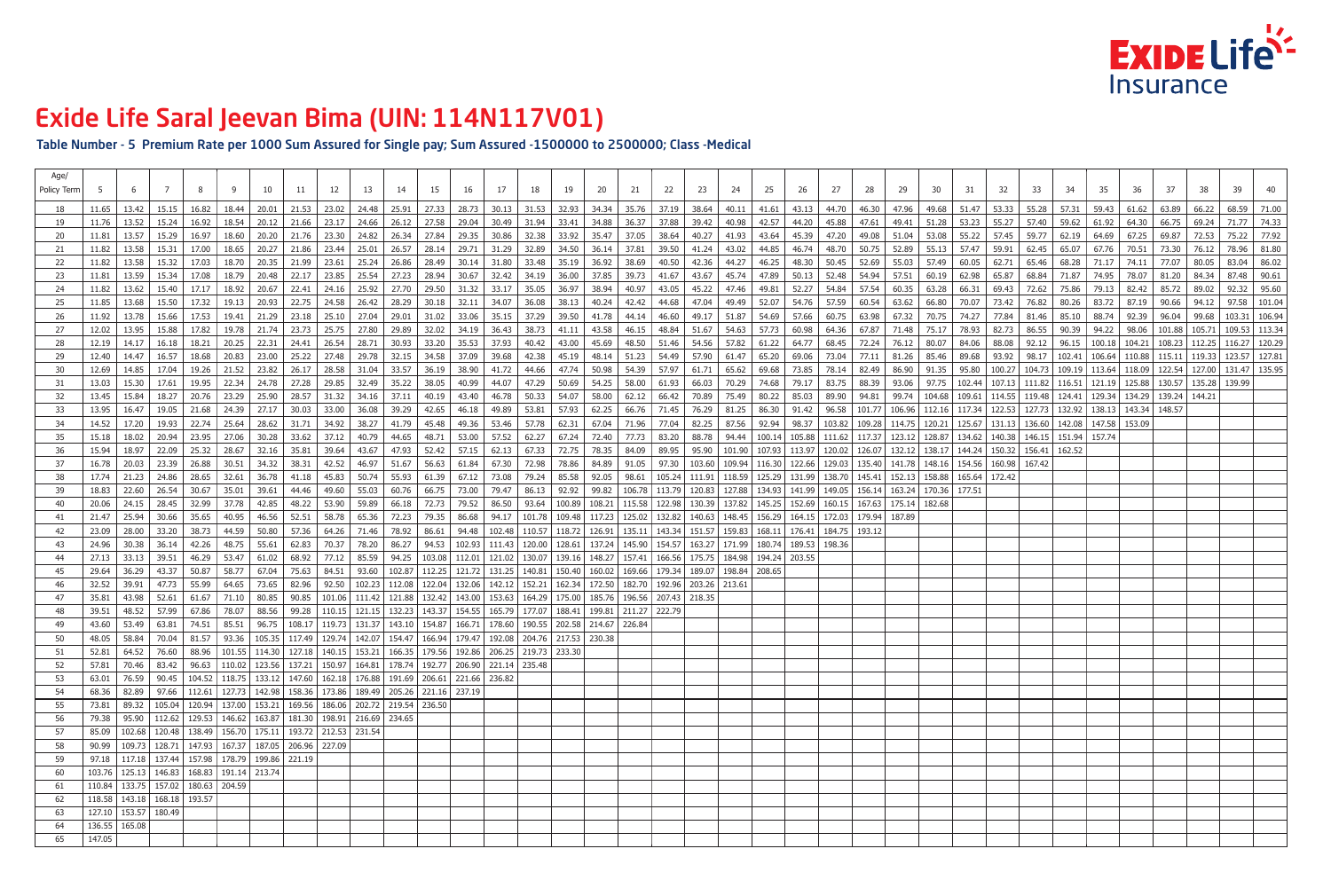# Exide Life Saral Jeevan Bima (UIN: 114N117V01)

**Table Number - 5 Premium Rate per 1000 Sum Assured for Single pay; Sum Assured -1500000 to 2500000; Class -Medical**

| Age/ Policy Term | 5 | 6 | 7 | 8 | 9 | 10 | 11 | 12 | 13 | 14 | 15 | 16 | 17 | 18 | 19 | 20 | 21 | 22 | 23 | 24 | 25 | 26 | 27 | 28 | 29 | 30 | 31 | 32 | 33 | 34 | 35 | 36 | 37 | 38 | 39 | 40 |
|---|---|---|---|---|---|---|---|---|---|---|---|---|---|---|---|---|---|---|---|---|---|---|---|---|---|---|---|---|---|---|---|---|---|---|---|---|
| 18 | 11.65 | 13.42 | 15.15 | 16.82 | 18.44 | 20.01 | 21.53 | 23.02 | 24.48 | 25.91 | 27.33 | 28.73 | 30.13 | 31.53 | 32.93 | 34.34 | 35.76 | 37.19 | 38.64 | 40.11 | 41.61 | 43.13 | 44.70 | 46.30 | 47.96 | 49.68 | 51.47 | 53.33 | 55.28 | 57.31 | 59.43 | 61.62 | 63.89 | 66.22 | 68.59 | 71.00 |
| 19 | 11.76 | 13.52 | 15.24 | 16.92 | 18.54 | 20.12 | 21.66 | 23.17 | 24.66 | 26.12 | 27.58 | 29.04 | 30.49 | 31.94 | 33.41 | 34.88 | 36.37 | 37.88 | 39.42 | 40.98 | 42.57 | 44.20 | 45.88 | 47.61 | 49.41 | 51.28 | 53.23 | 55.27 | 57.40 | 59.62 | 61.92 | 64.30 | 66.75 | 69.24 | 71.77 | 74.33 |
| 20 | 11.81 | 13.57 | 15.29 | 16.97 | 18.60 | 20.20 | 21.76 | 23.30 | 24.82 | 26.34 | 27.84 | 29.35 | 30.86 | 32.38 | 33.92 | 35.47 | 37.05 | 38.64 | 40.27 | 41.93 | 43.64 | 45.39 | 47.20 | 49.08 | 51.04 | 53.08 | 55.22 | 57.45 | 59.77 | 62.19 | 64.69 | 67.25 | 69.87 | 72.53 | 75.22 | 77.92 |
| 21 | 11.82 | 13.58 | 15.31 | 17.00 | 18.65 | 20.27 | 21.86 | 23.44 | 25.01 | 26.57 | 28.14 | 29.71 | 31.29 | 32.89 | 34.50 | 36.14 | 37.81 | 39.50 | 41.24 | 43.02 | 44.85 | 46.74 | 48.70 | 50.75 | 52.89 | 55.13 | 57.47 | 59.91 | 62.45 | 65.07 | 67.76 | 70.51 | 73.30 | 76.12 | 78.96 | 81.80 |
| 22 | 11.82 | 13.58 | 15.32 | 17.03 | 18.70 | 20.35 | 21.99 | 23.61 | 25.24 | 26.86 | 28.49 | 30.14 | 31.80 | 33.48 | 35.19 | 36.92 | 38.69 | 40.50 | 42.36 | 44.27 | 46.25 | 48.30 | 50.45 | 52.69 | 55.03 | 57.49 | 60.05 | 62.71 | 65.46 | 68.28 | 71.17 | 74.11 | 77.07 | 80.05 | 83.04 | 86.02 |
| 23 | 11.81 | 13.59 | 15.34 | 17.08 | 18.79 | 20.48 | 22.17 | 23.85 | 25.54 | 27.23 | 28.94 | 30.67 | 32.42 | 34.19 | 36.00 | 37.85 | 39.73 | 41.67 | 43.67 | 45.74 | 47.89 | 50.13 | 52.48 | 54.94 | 57.51 | 60.19 | 62.98 | 65.87 | 68.84 | 71.87 | 74.95 | 78.07 | 81.20 | 84.34 | 87.48 | 90.61 |
| 24 | 11.82 | 13.62 | 15.40 | 17.17 | 18.92 | 20.67 | 22.41 | 24.16 | 25.92 | 27.70 | 29.50 | 31.32 | 33.17 | 35.05 | 36.97 | 38.94 | 40.97 | 43.05 | 45.22 | 47.46 | 49.81 | 52.27 | 54.84 | 57.54 | 60.35 | 63.28 | 66.31 | 69.43 | 72.62 | 75.86 | 79.13 | 82.42 | 85.72 | 89.02 | 92.32 | 95.60 |
| 25 | 11.85 | 13.68 | 15.50 | 17.32 | 19.13 | 20.93 | 22.75 | 24.58 | 26.42 | 28.29 | 30.18 | 32.11 | 34.07 | 36.08 | 38.13 | 40.24 | 42.42 | 44.68 | 47.04 | 49.49 | 52.07 | 54.76 | 57.59 | 60.54 | 63.62 | 66.80 | 70.07 | 73.42 | 76.82 | 80.26 | 83.72 | 87.19 | 90.66 | 94.12 | 97.58 | 101.04 |
| 26 | 11.92 | 13.78 | 15.66 | 17.53 | 19.41 | 21.29 | 23.18 | 25.10 | 27.04 | 29.01 | 31.02 | 33.06 | 35.15 | 37.29 | 39.50 | 41.78 | 44.14 | 46.60 | 49.17 | 51.87 | 54.69 | 57.66 | 60.75 | 63.98 | 67.32 | 70.75 | 74.27 | 77.84 | 81.46 | 85.10 | 88.74 | 92.39 | 96.04 | 99.68 | 103.31 | 106.94 |
| 27 | 12.02 | 13.95 | 15.88 | 17.82 | 19.78 | 21.74 | 23.73 | 25.75 | 27.80 | 29.89 | 32.02 | 34.19 | 36.43 | 38.73 | 41.11 | 43.58 | 46.15 | 48.84 | 51.67 | 54.63 | 57.73 | 60.98 | 64.36 | 67.87 | 71.48 | 75.17 | 78.93 | 82.73 | 86.55 | 90.39 | 94.22 | 98.06 | 101.88 | 105.71 | 109.53 | 113.34 |
| 28 | 12.19 | 14.17 | 16.18 | 18.21 | 20.25 | 22.31 | 24.41 | 26.54 | 28.71 | 30.93 | 33.20 | 35.53 | 37.93 | 40.42 | 43.00 | 45.69 | 48.50 | 51.46 | 54.56 | 57.82 | 61.22 | 64.77 | 68.45 | 72.24 | 76.12 | 80.07 | 84.06 | 88.08 | 92.12 | 96.15 | 100.18 | 104.21 | 108.23 | 112.25 | 116.27 | 120.29 |
| 29 | 12.40 | 14.47 | 16.57 | 18.68 | 20.83 | 23.00 | 25.22 | 27.48 | 29.78 | 32.15 | 34.58 | 37.09 | 39.68 | 42.38 | 45.19 | 48.14 | 51.23 | 54.49 | 57.90 | 61.47 | 65.20 | 69.06 | 73.04 | 77.11 | 81.26 | 85.46 | 89.68 | 93.92 | 98.17 | 102.41 | 106.64 | 110.88 | 115.11 | 119.33 | 123.57 | 127.81 |
| 30 | 12.69 | 14.85 | 17.04 | 19.26 | 21.52 | 23.82 | 26.17 | 28.58 | 31.04 | 33.57 | 36.19 | 38.90 | 41.72 | 44.66 | 47.74 | 50.98 | 54.39 | 57.97 | 61.71 | 65.62 | 69.68 | 73.85 | 78.14 | 82.49 | 86.90 | 91.35 | 95.80 | 100.27 | 104.73 | 109.19 | 113.64 | 118.09 | 122.54 | 127.00 | 131.47 | 135.95 |
| 31 | 13.03 | 15.30 | 17.61 | 19.95 | 22.34 | 24.78 | 27.28 | 29.85 | 32.49 | 35.22 | 38.05 | 40.99 | 44.07 | 47.29 | 50.69 | 54.25 | 58.00 | 61.93 | 66.03 | 70.29 | 74.68 | 79.17 | 83.75 | 88.39 | 93.06 | 97.75 | 102.44 | 107.13 | 111.82 | 116.51 | 121.19 | 125.88 | 130.57 | 135.28 | 139.99 | |
| 32 | 13.45 | 15.84 | 18.27 | 20.76 | 23.29 | 25.90 | 28.57 | 31.32 | 34.16 | 37.11 | 40.19 | 43.40 | 46.78 | 50.33 | 54.07 | 58.00 | 62.12 | 66.42 | 70.89 | 75.49 | 80.22 | 85.03 | 89.90 | 94.81 | 99.74 | 104.68 | 109.61 | 114.55 | 119.48 | 124.41 | 129.34 | 134.29 | 139.24 | 144.21 | | |
| 33 | 13.95 | 16.47 | 19.05 | 21.68 | 24.39 | 27.17 | 30.03 | 33.00 | 36.08 | 39.29 | 42.65 | 46.18 | 49.89 | 53.81 | 57.93 | 62.25 | 66.76 | 71.45 | 76.29 | 81.25 | 86.30 | 91.42 | 96.58 | 101.77 | 106.96 | 112.16 | 117.34 | 122.53 | 127.73 | 132.92 | 138.13 | 143.34 | 148.57 | | | |
| 34 | 14.52 | 17.20 | 19.93 | 22.74 | 25.64 | 28.62 | 31.71 | 34.92 | 38.27 | 41.79 | 45.48 | 49.36 | 53.46 | 57.78 | 62.31 | 67.04 | 71.96 | 77.04 | 82.25 | 87.56 | 92.94 | 98.37 | 103.82 | 109.28 | 114.75 | 120.21 | 125.67 | 131.13 | 136.60 | 142.08 | 147.58 | 153.09 | | | | |
| 35 | 15.18 | 18.02 | 20.94 | 23.95 | 27.06 | 30.28 | 33.62 | 37.12 | 40.79 | 44.65 | 48.71 | 53.00 | 57.52 | 62.27 | 67.24 | 72.40 | 77.73 | 83.20 | 88.78 | 94.44 | 100.14 | 105.88 | 111.62 | 117.37 | 123.12 | 128.87 | 134.62 | 140.38 | 146.15 | 151.94 | 157.74 | | | | | |
| 36 | 15.94 | 18.97 | 22.09 | 25.32 | 28.67 | 32.16 | 35.81 | 39.64 | 43.67 | 47.93 | 52.42 | 57.15 | 62.13 | 67.33 | 72.75 | 78.35 | 84.09 | 89.95 | 95.90 | 101.90 | 107.93 | 113.97 | 120.02 | 126.07 | 132.12 | 138.17 | 144.24 | 150.32 | 156.41 | 162.52 | | | | | | |
| 37 | 16.78 | 20.03 | 23.39 | 26.88 | 30.51 | 34.32 | 38.31 | 42.52 | 46.97 | 51.67 | 56.63 | 61.84 | 67.30 | 72.98 | 78.86 | 84.89 | 91.05 | 97.30 | 103.60 | 109.94 | 116.30 | 122.66 | 129.03 | 135.40 | 141.78 | 148.16 | 154.56 | 160.98 | 167.42 | | | | | | | |
| 38 | 17.74 | 21.23 | 24.86 | 28.65 | 32.61 | 36.78 | 41.18 | 45.83 | 50.74 | 55.93 | 61.39 | 67.12 | 73.08 | 79.24 | 85.58 | 92.05 | 98.61 | 105.24 | 111.91 | 118.59 | 125.29 | 131.99 | 138.70 | 145.41 | 152.13 | 158.88 | 165.64 | 172.42 | | | | | | | | |
| 39 | 18.83 | 22.60 | 26.54 | 30.67 | 35.01 | 39.61 | 44.46 | 49.60 | 55.03 | 60.76 | 66.75 | 73.00 | 79.47 | 86.13 | 92.92 | 99.82 | 106.78 | 113.79 | 120.83 | 127.88 | 134.93 | 141.99 | 149.05 | 156.14 | 163.24 | 170.36 | 177.51 | | | | | | | | | |
| 40 | 20.06 | 24.15 | 28.45 | 32.99 | 37.78 | 42.85 | 48.22 | 53.90 | 59.89 | 66.18 | 72.73 | 79.52 | 86.50 | 93.64 | 100.89 | 108.21 | 115.58 | 122.98 | 130.39 | 137.82 | 145.25 | 152.69 | 160.15 | 167.63 | 175.14 | 182.68 | | | | | | | | | | |
| 41 | 21.47 | 25.94 | 30.66 | 35.65 | 40.95 | 46.56 | 52.51 | 58.78 | 65.36 | 72.23 | 79.35 | 86.68 | 94.17 | 101.78 | 109.48 | 117.23 | 125.02 | 132.82 | 140.63 | 148.45 | 156.29 | 164.15 | 172.03 | 179.94 | 187.89 | | | | | | | | | | | |
| 42 | 23.09 | 28.00 | 33.20 | 38.73 | 44.59 | 50.80 | 57.36 | 64.26 | 71.46 | 78.92 | 86.61 | 94.48 | 102.48 | 110.57 | 118.72 | 126.91 | 135.11 | 143.34 | 151.57 | 159.83 | 168.11 | 176.41 | 184.75 | 193.12 | | | | | | | | | | | | |
| 43 | 24.96 | 30.38 | 36.14 | 42.26 | 48.75 | 55.61 | 62.83 | 70.37 | 78.20 | 86.27 | 94.53 | 102.93 | 111.43 | 120.00 | 128.61 | 137.24 | 145.90 | 154.57 | 163.27 | 171.99 | 180.74 | 189.53 | 198.36 | | | | | | | | | | | | | |
| 44 | 27.13 | 33.13 | 39.51 | 46.29 | 53.47 | 61.02 | 68.92 | 77.12 | 85.59 | 94.25 | 103.08 | 112.01 | 121.02 | 130.07 | 139.16 | 148.27 | 157.41 | 166.56 | 175.75 | 184.98 | 194.24 | 203.55 | | | | | | | | | | | | | | |
| 45 | 29.64 | 36.29 | 43.37 | 50.87 | 58.77 | 67.04 | 75.63 | 84.51 | 93.60 | 102.87 | 112.25 | 121.72 | 131.25 | 140.81 | 150.40 | 160.02 | 169.66 | 179.34 | 189.07 | 198.84 | 208.65 | | | | | | | | | | | | | | | |
| 46 | 32.52 | 39.91 | 47.73 | 55.99 | 64.65 | 73.65 | 82.96 | 92.50 | 102.23 | 112.08 | 122.04 | 132.06 | 142.12 | 152.21 | 162.34 | 172.50 | 182.70 | 192.96 | 203.26 | 213.61 | | | | | | | | | | | | | | | | |
| 47 | 35.81 | 43.98 | 52.61 | 61.67 | 71.10 | 80.85 | 90.85 | 101.06 | 111.42 | 121.88 | 132.42 | 143.00 | 153.63 | 164.29 | 175.00 | 185.76 | 196.56 | 207.43 | 218.35 | | | | | | | | | | | | | | | | | |
| 48 | 39.51 | 48.52 | 57.99 | 67.86 | 78.07 | 88.56 | 99.28 | 110.15 | 121.15 | 132.23 | 143.37 | 154.55 | 165.79 | 177.07 | 188.41 | 199.81 | 211.27 | 222.79 | | | | | | | | | | | | | | | | | | |
| 49 | 43.60 | 53.49 | 63.81 | 74.51 | 85.51 | 96.75 | 108.17 | 119.73 | 131.37 | 143.10 | 154.87 | 166.71 | 178.60 | 190.55 | 202.58 | 214.67 | 226.84 | | | | | | | | | | | | | | | | | | | |
| 50 | 48.05 | 58.84 | 70.04 | 81.57 | 93.36 | 105.35 | 117.49 | 129.74 | 142.07 | 154.47 | 166.94 | 179.47 | 192.08 | 204.76 | 217.53 | 230.38 | | | | | | | | | | | | | | | | | | | | |
| 51 | 52.81 | 64.52 | 76.60 | 88.96 | 101.55 | 114.30 | 127.18 | 140.15 | 153.21 | 166.35 | 179.56 | 192.86 | 206.25 | 219.73 | 233.30 | | | | | | | | | | | | | | | | | | | | | |
| 52 | 57.81 | 70.46 | 83.42 | 96.63 | 110.02 | 123.56 | 137.21 | 150.97 | 164.81 | 178.74 | 192.77 | 206.90 | 221.14 | 235.48 | | | | | | | | | | | | | | | | | | | | | | |
| 53 | 63.01 | 76.59 | 90.45 | 104.52 | 118.75 | 133.12 | 147.60 | 162.18 | 176.88 | 191.69 | 206.61 | 221.66 | 236.82 | | | | | | | | | | | | | | | | | | | | | | | |
| 54 | 68.36 | 82.89 | 97.66 | 112.61 | 127.73 | 142.98 | 158.36 | 173.86 | 189.49 | 205.26 | 221.16 | 237.19 | | | | | | | | | | | | | | | | | | | | | | | | |
| 55 | 73.81 | 89.32 | 105.04 | 120.94 | 137.00 | 153.21 | 169.56 | 186.06 | 202.72 | 219.54 | 236.50 | | | | | | | | | | | | | | | | | | | | | | | | | |
| 56 | 79.38 | 95.90 | 112.62 | 129.53 | 146.62 | 163.87 | 181.30 | 198.91 | 216.69 | 234.65 | | | | | | | | | | | | | | | | | | | | | | | | | | |
| 57 | 85.09 | 102.68 | 120.48 | 138.49 | 156.70 | 175.11 | 193.72 | 212.53 | 231.54 | | | | | | | | | | | | | | | | | | | | | | | | | | | |
| 58 | 90.99 | 109.73 | 128.71 | 147.93 | 167.37 | 187.05 | 206.96 | 227.09 | | | | | | | | | | | | | | | | | | | | | | | | | | | | |
| 59 | 97.18 | 117.18 | 137.44 | 157.98 | 178.79 | 199.86 | 221.19 | | | | | | | | | | | | | | | | | | | | | | | | | | | | | |
| 60 | 103.76 | 125.13 | 146.83 | 168.83 | 191.14 | 213.74 | | | | | | | | | | | | | | | | | | | | | | | | | | | | | | |
| 61 | 110.84 | 133.75 | 157.02 | 180.63 | 204.59 | | | | | | | | | | | | | | | | | | | | | | | | | | | | | | | |
| 62 | 118.58 | 143.18 | 168.18 | 193.57 | | | | | | | | | | | | | | | | | | | | | | | | | | | | | | | | |
| 63 | 127.10 | 153.57 | 180.49 | | | | | | | | | | | | | | | | | | | | | | | | | | | | | | | | | |
| 64 | 136.55 | 165.08 | | | | | | | | | | | | | | | | | | | | | | | | | | | | | | | | | | |
| 65 | 147.05 | | | | | | | | | | | | | | | | | | | | | | | | | | | | | | | | | | | |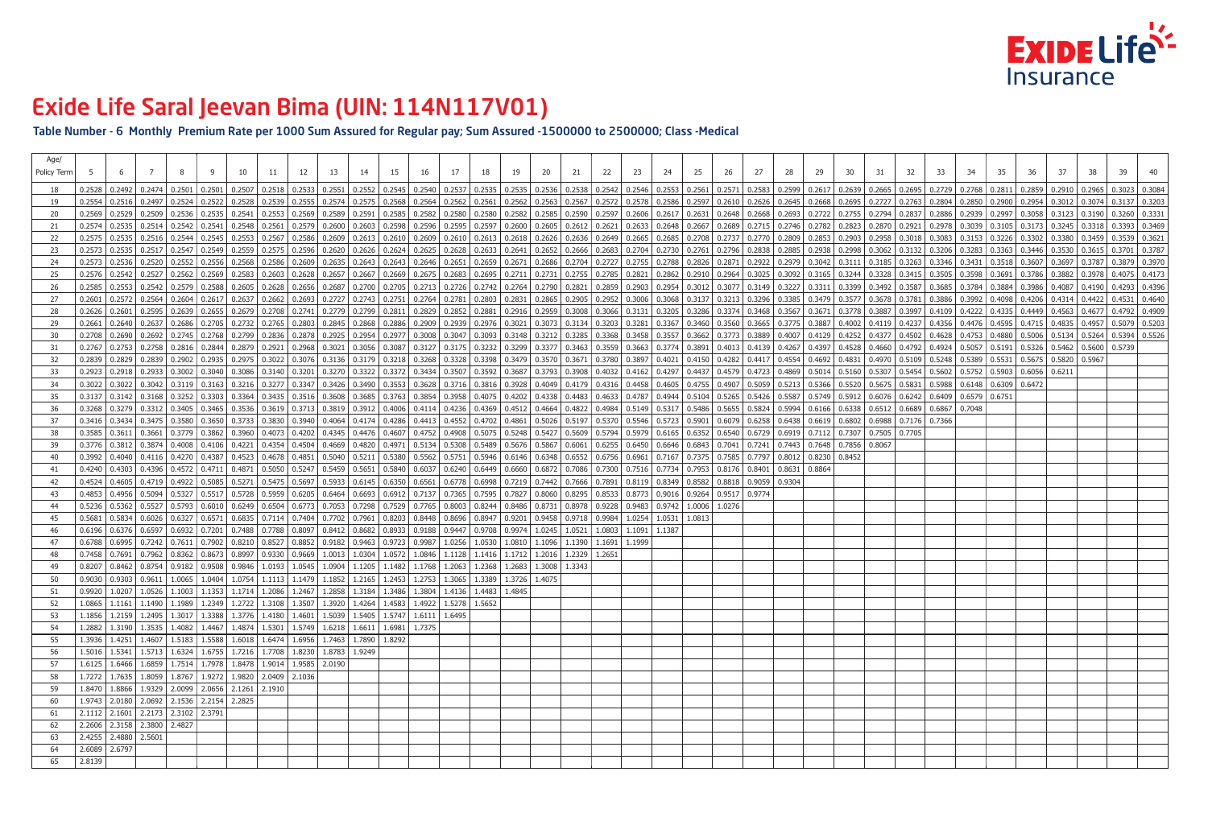# Exide Life Saral Jeevan Bima (UIN: 114N117V01)

## Table Number - 6 Monthly Premium Rate per 1000 Sum Assured for Regular pay; Sum Assured -1500000 to 2500000; Class -Medical

| Age/ Policy Term | 5 | 6 | 7 | 8 | 9 | 10 | 11 | 12 | 13 | 14 | 15 | 16 | 17 | 18 | 19 | 20 | 21 | 22 | 23 | 24 | 25 | 26 | 27 | 28 | 29 | 30 | 31 | 32 | 33 | 34 | 35 | 36 | 37 | 38 | 39 | 40 |
|---|---|---|---|---|---|---|---|---|---|---|---|---|---|---|---|---|---|---|---|---|---|---|---|---|---|---|---|---|---|---|---|---|---|---|---|---|
| 18 | 0.2528 | 0.2492 | 0.2474 | 0.2501 | 0.2501 | 0.2507 | 0.2518 | 0.2533 | 0.2551 | 0.2552 | 0.2545 | 0.2540 | 0.2537 | 0.2535 | 0.2535 | 0.2536 | 0.2538 | 0.2542 | 0.2546 | 0.2553 | 0.2561 | 0.2571 | 0.2583 | 0.2599 | 0.2617 | 0.2639 | 0.2665 | 0.2695 | 0.2729 | 0.2768 | 0.2811 | 0.2859 | 0.2910 | 0.2965 | 0.3023 | 0.3084 |
| 19 | 0.2554 | 0.2516 | 0.2497 | 0.2524 | 0.2522 | 0.2528 | 0.2539 | 0.2555 | 0.2574 | 0.2575 | 0.2568 | 0.2564 | 0.2562 | 0.2561 | 0.2562 | 0.2563 | 0.2567 | 0.2572 | 0.2578 | 0.2586 | 0.2597 | 0.2610 | 0.2626 | 0.2645 | 0.2668 | 0.2695 | 0.2727 | 0.2763 | 0.2804 | 0.2850 | 0.2900 | 0.2954 | 0.3012 | 0.3074 | 0.3137 | 0.3203 |
| 20 | 0.2569 | 0.2529 | 0.2509 | 0.2536 | 0.2535 | 0.2541 | 0.2553 | 0.2569 | 0.2589 | 0.2591 | 0.2585 | 0.2582 | 0.2580 | 0.2580 | 0.2582 | 0.2585 | 0.2590 | 0.2597 | 0.2606 | 0.2617 | 0.2631 | 0.2648 | 0.2668 | 0.2693 | 0.2722 | 0.2755 | 0.2794 | 0.2837 | 0.2886 | 0.2939 | 0.2997 | 0.3058 | 0.3123 | 0.3190 | 0.3260 | 0.3331 |
| 21 | 0.2574 | 0.2535 | 0.2514 | 0.2542 | 0.2541 | 0.2548 | 0.2561 | 0.2579 | 0.2600 | 0.2603 | 0.2598 | 0.2596 | 0.2595 | 0.2597 | 0.2600 | 0.2605 | 0.2612 | 0.2621 | 0.2633 | 0.2648 | 0.2667 | 0.2689 | 0.2715 | 0.2746 | 0.2782 | 0.2823 | 0.2870 | 0.2921 | 0.2978 | 0.3039 | 0.3105 | 0.3173 | 0.3245 | 0.3318 | 0.3393 | 0.3469 |
| 22 | 0.2575 | 0.2535 | 0.2516 | 0.2544 | 0.2545 | 0.2553 | 0.2567 | 0.2586 | 0.2609 | 0.2613 | 0.2610 | 0.2609 | 0.2610 | 0.2613 | 0.2618 | 0.2626 | 0.2636 | 0.2649 | 0.2665 | 0.2685 | 0.2708 | 0.2737 | 0.2770 | 0.2809 | 0.2853 | 0.2903 | 0.2958 | 0.3018 | 0.3083 | 0.3153 | 0.3226 | 0.3302 | 0.3380 | 0.3459 | 0.3539 | 0.3621 |
| 23 | 0.2573 | 0.2535 | 0.2517 | 0.2547 | 0.2549 | 0.2559 | 0.2575 | 0.2596 | 0.2620 | 0.2626 | 0.2624 | 0.2625 | 0.2628 | 0.2633 | 0.2641 | 0.2652 | 0.2666 | 0.2683 | 0.2704 | 0.2730 | 0.2761 | 0.2796 | 0.2838 | 0.2885 | 0.2938 | 0.2998 | 0.3062 | 0.3132 | 0.3206 | 0.3283 | 0.3363 | 0.3446 | 0.3530 | 0.3615 | 0.3701 | 0.3787 |
| 24 | 0.2573 | 0.2536 | 0.2520 | 0.2552 | 0.2556 | 0.2568 | 0.2586 | 0.2609 | 0.2635 | 0.2643 | 0.2643 | 0.2646 | 0.2651 | 0.2659 | 0.2671 | 0.2686 | 0.2704 | 0.2727 | 0.2755 | 0.2788 | 0.2826 | 0.2871 | 0.2922 | 0.2979 | 0.3042 | 0.3111 | 0.3185 | 0.3263 | 0.3346 | 0.3431 | 0.3518 | 0.3607 | 0.3697 | 0.3787 | 0.3879 | 0.3970 |
| 25 | 0.2576 | 0.2542 | 0.2527 | 0.2562 | 0.2569 | 0.2583 | 0.2603 | 0.2628 | 0.2657 | 0.2667 | 0.2669 | 0.2675 | 0.2683 | 0.2695 | 0.2711 | 0.2731 | 0.2755 | 0.2785 | 0.2821 | 0.2862 | 0.2910 | 0.2964 | 0.3025 | 0.3092 | 0.3165 | 0.3244 | 0.3328 | 0.3415 | 0.3505 | 0.3598 | 0.3691 | 0.3786 | 0.3882 | 0.3978 | 0.4075 | 0.4173 |
| 26 | 0.2585 | 0.2553 | 0.2542 | 0.2579 | 0.2588 | 0.2605 | 0.2628 | 0.2656 | 0.2687 | 0.2700 | 0.2705 | 0.2713 | 0.2726 | 0.2742 | 0.2764 | 0.2790 | 0.2821 | 0.2859 | 0.2903 | 0.2954 | 0.3012 | 0.3077 | 0.3149 | 0.3227 | 0.3311 | 0.3399 | 0.3492 | 0.3587 | 0.3685 | 0.3784 | 0.3884 | 0.3986 | 0.4087 | 0.4190 | 0.4293 | 0.4396 |
| 27 | 0.2601 | 0.2572 | 0.2564 | 0.2604 | 0.2617 | 0.2637 | 0.2662 | 0.2693 | 0.2727 | 0.2743 | 0.2751 | 0.2764 | 0.2781 | 0.2803 | 0.2831 | 0.2865 | 0.2905 | 0.2952 | 0.3006 | 0.3068 | 0.3137 | 0.3213 | 0.3296 | 0.3385 | 0.3479 | 0.3577 | 0.3678 | 0.3781 | 0.3886 | 0.3992 | 0.4098 | 0.4206 | 0.4314 | 0.4422 | 0.4531 | 0.4640 |
| 28 | 0.2626 | 0.2601 | 0.2595 | 0.2639 | 0.2655 | 0.2679 | 0.2708 | 0.2741 | 0.2779 | 0.2799 | 0.2811 | 0.2829 | 0.2852 | 0.2881 | 0.2916 | 0.2959 | 0.3008 | 0.3066 | 0.3131 | 0.3205 | 0.3286 | 0.3374 | 0.3468 | 0.3567 | 0.3671 | 0.3778 | 0.3887 | 0.3997 | 0.4109 | 0.4222 | 0.4335 | 0.4449 | 0.4563 | 0.4677 | 0.4792 | 0.4909 |
| 29 | 0.2661 | 0.2640 | 0.2637 | 0.2686 | 0.2705 | 0.2732 | 0.2765 | 0.2803 | 0.2845 | 0.2868 | 0.2886 | 0.2909 | 0.2939 | 0.2976 | 0.3021 | 0.3073 | 0.3134 | 0.3203 | 0.3281 | 0.3367 | 0.3460 | 0.3560 | 0.3665 | 0.3775 | 0.3887 | 0.4002 | 0.4119 | 0.4237 | 0.4356 | 0.4476 | 0.4595 | 0.4715 | 0.4835 | 0.4957 | 0.5079 | 0.5203 |
| 30 | 0.2708 | 0.2690 | 0.2692 | 0.2745 | 0.2768 | 0.2799 | 0.2836 | 0.2878 | 0.2925 | 0.2954 | 0.2977 | 0.3008 | 0.3047 | 0.3093 | 0.3148 | 0.3212 | 0.3285 | 0.3368 | 0.3458 | 0.3557 | 0.3662 | 0.3773 | 0.3889 | 0.4007 | 0.4129 | 0.4252 | 0.4377 | 0.4502 | 0.4628 | 0.4753 | 0.4880 | 0.5006 | 0.5134 | 0.5264 | 0.5394 | 0.5526 |
| 31 | 0.2767 | 0.2753 | 0.2758 | 0.2816 | 0.2844 | 0.2879 | 0.2921 | 0.2968 | 0.3021 | 0.3056 | 0.3087 | 0.3127 | 0.3175 | 0.3232 | 0.3299 | 0.3377 | 0.3463 | 0.3559 | 0.3663 | 0.3774 | 0.3891 | 0.4013 | 0.4139 | 0.4267 | 0.4397 | 0.4528 | 0.4660 | 0.4792 | 0.4924 | 0.5057 | 0.5191 | 0.5326 | 0.5462 | 0.5600 | 0.5739 | |
| 32 | 0.2839 | 0.2829 | 0.2839 | 0.2902 | 0.2935 | 0.2975 | 0.3022 | 0.3076 | 0.3136 | 0.3179 | 0.3218 | 0.3268 | 0.3328 | 0.3398 | 0.3479 | 0.3570 | 0.3671 | 0.3780 | 0.3897 | 0.4021 | 0.4150 | 0.4282 | 0.4417 | 0.4554 | 0.4692 | 0.4831 | 0.4970 | 0.5109 | 0.5248 | 0.5389 | 0.5531 | 0.5675 | 0.5820 | 0.5967 | | |
| 33 | 0.2923 | 0.2918 | 0.2933 | 0.3002 | 0.3040 | 0.3086 | 0.3140 | 0.3201 | 0.3270 | 0.3322 | 0.3372 | 0.3434 | 0.3507 | 0.3592 | 0.3687 | 0.3793 | 0.3908 | 0.4032 | 0.4162 | 0.4297 | 0.4437 | 0.4579 | 0.4723 | 0.4869 | 0.5014 | 0.5160 | 0.5307 | 0.5454 | 0.5602 | 0.5752 | 0.5903 | 0.6056 | 0.6211 | | | |
| 34 | 0.3022 | 0.3022 | 0.3042 | 0.3119 | 0.3163 | 0.3216 | 0.3277 | 0.3347 | 0.3426 | 0.3490 | 0.3553 | 0.3628 | 0.3716 | 0.3816 | 0.3928 | 0.4049 | 0.4179 | 0.4316 | 0.4458 | 0.4605 | 0.4755 | 0.4907 | 0.5059 | 0.5213 | 0.5366 | 0.5520 | 0.5675 | 0.5831 | 0.5988 | 0.6148 | 0.6309 | 0.6472 | | | | |
| 35 | 0.3137 | 0.3142 | 0.3168 | 0.3252 | 0.3303 | 0.3364 | 0.3435 | 0.3516 | 0.3608 | 0.3685 | 0.3763 | 0.3854 | 0.3958 | 0.4075 | 0.4202 | 0.4338 | 0.4483 | 0.4633 | 0.4787 | 0.4944 | 0.5104 | 0.5265 | 0.5426 | 0.5587 | 0.5749 | 0.5912 | 0.6076 | 0.6242 | 0.6409 | 0.6579 | 0.6751 | | | | | |
| 36 | 0.3268 | 0.3279 | 0.3312 | 0.3405 | 0.3465 | 0.3536 | 0.3619 | 0.3713 | 0.3819 | 0.3912 | 0.4006 | 0.4114 | 0.4236 | 0.4369 | 0.4512 | 0.4664 | 0.4822 | 0.4984 | 0.5149 | 0.5317 | 0.5486 | 0.5655 | 0.5824 | 0.5994 | 0.6166 | 0.6338 | 0.6512 | 0.6689 | 0.6867 | 0.7048 | | | | | | |
| 37 | 0.3416 | 0.3434 | 0.3475 | 0.3580 | 0.3650 | 0.3733 | 0.3830 | 0.3940 | 0.4064 | 0.4174 | 0.4286 | 0.4413 | 0.4552 | 0.4702 | 0.4861 | 0.5026 | 0.5197 | 0.5370 | 0.5546 | 0.5723 | 0.5901 | 0.6079 | 0.6258 | 0.6438 | 0.6619 | 0.6802 | 0.6988 | 0.7176 | 0.7366 | | | | | | | |
| 38 | 0.3585 | 0.3611 | 0.3661 | 0.3779 | 0.3862 | 0.3960 | 0.4073 | 0.4202 | 0.4345 | 0.4476 | 0.4607 | 0.4752 | 0.4908 | 0.5075 | 0.5248 | 0.5427 | 0.5609 | 0.5794 | 0.5979 | 0.6165 | 0.6352 | 0.6540 | 0.6729 | 0.6919 | 0.7112 | 0.7307 | 0.7505 | 0.7705 | | | | | | | | |
| 39 | 0.3776 | 0.3812 | 0.3874 | 0.4008 | 0.4106 | 0.4221 | 0.4354 | 0.4504 | 0.4669 | 0.4820 | 0.4971 | 0.5134 | 0.5308 | 0.5489 | 0.5676 | 0.5867 | 0.6061 | 0.6255 | 0.6450 | 0.6646 | 0.6843 | 0.7041 | 0.7241 | 0.7443 | 0.7648 | 0.7856 | 0.8067 | | | | | | | | | |
| 40 | 0.3992 | 0.4040 | 0.4116 | 0.4270 | 0.4387 | 0.4523 | 0.4678 | 0.4851 | 0.5040 | 0.5211 | 0.5380 | 0.5562 | 0.5751 | 0.5946 | 0.6146 | 0.6348 | 0.6552 | 0.6756 | 0.6961 | 0.7167 | 0.7375 | 0.7585 | 0.7797 | 0.8012 | 0.8230 | 0.8452 | | | | | | | | | | |
| 41 | 0.4240 | 0.4303 | 0.4396 | 0.4572 | 0.4711 | 0.4871 | 0.5050 | 0.5247 | 0.5459 | 0.5651 | 0.5840 | 0.6037 | 0.6240 | 0.6449 | 0.6660 | 0.6872 | 0.7086 | 0.7300 | 0.7516 | 0.7734 | 0.7953 | 0.8176 | 0.8401 | 0.8631 | 0.8864 | | | | | | | | | | | |
| 42 | 0.4524 | 0.4605 | 0.4719 | 0.4922 | 0.5085 | 0.5271 | 0.5475 | 0.5697 | 0.5933 | 0.6145 | 0.6350 | 0.6561 | 0.6778 | 0.6998 | 0.7219 | 0.7442 | 0.7666 | 0.7891 | 0.8119 | 0.8349 | 0.8582 | 0.8818 | 0.9059 | 0.9304 | | | | | | | | | | | | |
| 43 | 0.4853 | 0.4956 | 0.5094 | 0.5327 | 0.5517 | 0.5728 | 0.5959 | 0.6205 | 0.6464 | 0.6693 | 0.6912 | 0.7137 | 0.7365 | 0.7595 | 0.7827 | 0.8060 | 0.8295 | 0.8533 | 0.8773 | 0.9016 | 0.9264 | 0.9517 | 0.9774 | | | | | | | | | | | | | |
| 44 | 0.5236 | 0.5362 | 0.5527 | 0.5793 | 0.6010 | 0.6249 | 0.6504 | 0.6773 | 0.7053 | 0.7298 | 0.7529 | 0.7765 | 0.8003 | 0.8244 | 0.8486 | 0.8731 | 0.8978 | 0.9228 | 0.9483 | 0.9742 | 1.0006 | 1.0276 | | | | | | | | | | | | | | |
| 45 | 0.5681 | 0.5834 | 0.6026 | 0.6327 | 0.6571 | 0.6835 | 0.7114 | 0.7404 | 0.7702 | 0.7961 | 0.8203 | 0.8448 | 0.8696 | 0.8947 | 0.9201 | 0.9458 | 0.9718 | 0.9984 | 1.0254 | 1.0531 | 1.0813 | | | | | | | | | | | | | | | |
| 46 | 0.6196 | 0.6376 | 0.6597 | 0.6932 | 0.7201 | 0.7488 | 0.7788 | 0.8097 | 0.8412 | 0.8682 | 0.8933 | 0.9188 | 0.9447 | 0.9708 | 0.9974 | 1.0245 | 1.0521 | 1.0803 | 1.1091 | 1.1387 | | | | | | | | | | | | | | | | |
| 47 | 0.6788 | 0.6995 | 0.7242 | 0.7611 | 0.7902 | 0.8210 | 0.8527 | 0.8852 | 0.9182 | 0.9463 | 0.9723 | 0.9987 | 1.0256 | 1.0530 | 1.0810 | 1.1096 | 1.1390 | 1.1691 | 1.1999 | | | | | | | | | | | | | | | | | |
| 48 | 0.7458 | 0.7691 | 0.7962 | 0.8362 | 0.8673 | 0.8997 | 0.9330 | 0.9669 | 1.0013 | 1.0304 | 1.0572 | 1.0846 | 1.1128 | 1.1416 | 1.1712 | 1.2016 | 1.2329 | 1.2651 | | | | | | | | | | | | | | | | | | |
| 49 | 0.8207 | 0.8462 | 0.8754 | 0.9182 | 0.9508 | 0.9846 | 1.0193 | 1.0545 | 1.0904 | 1.1205 | 1.1482 | 1.1768 | 1.2063 | 1.2368 | 1.2683 | 1.3008 | 1.3343 | | | | | | | | | | | | | | | | | | | |
| 50 | 0.9030 | 0.9303 | 0.9611 | 1.0065 | 1.0404 | 1.0754 | 1.1113 | 1.1479 | 1.1852 | 1.2165 | 1.2453 | 1.2753 | 1.3065 | 1.3389 | 1.3726 | 1.4075 | | | | | | | | | | | | | | | | | | | | |
| 51 | 0.9920 | 1.0207 | 1.0526 | 1.1003 | 1.1353 | 1.1714 | 1.2086 | 1.2467 | 1.2858 | 1.3184 | 1.3486 | 1.3804 | 1.4136 | 1.4483 | 1.4845 | | | | | | | | | | | | | | | | | | | | | |
| 52 | 1.0865 | 1.1161 | 1.1490 | 1.1989 | 1.2349 | 1.2722 | 1.3108 | 1.3507 | 1.3920 | 1.4264 | 1.4583 | 1.4922 | 1.5278 | 1.5652 | | | | | | | | | | | | | | | | | | | | | | |
| 53 | 1.1856 | 1.2159 | 1.2495 | 1.3017 | 1.3388 | 1.3776 | 1.4180 | 1.4601 | 1.5039 | 1.5405 | 1.5747 | 1.6111 | 1.6495 | | | | | | | | | | | | | | | | | | | | | | | |
| 54 | 1.2882 | 1.3190 | 1.3535 | 1.4082 | 1.4467 | 1.4874 | 1.5301 | 1.5749 | 1.6218 | 1.6611 | 1.6981 | 1.7375 | | | | | | | | | | | | | | | | | | | | | | | | |
| 55 | 1.3936 | 1.4251 | 1.4607 | 1.5183 | 1.5588 | 1.6018 | 1.6474 | 1.6956 | 1.7463 | 1.7890 | 1.8292 | | | | | | | | | | | | | | | | | | | | | | | | | |
| 56 | 1.5016 | 1.5341 | 1.5713 | 1.6324 | 1.6755 | 1.7216 | 1.7708 | 1.8230 | 1.8783 | 1.9249 | | | | | | | | | | | | | | | | | | | | | | | | | | |
| 57 | 1.6125 | 1.6466 | 1.6859 | 1.7514 | 1.7978 | 1.8478 | 1.9014 | 1.9585 | 2.0190 | | | | | | | | | | | | | | | | | | | | | | | | | | | |
| 58 | 1.7272 | 1.7635 | 1.8059 | 1.8767 | 1.9272 | 1.9820 | 2.0409 | 2.1036 | | | | | | | | | | | | | | | | | | | | | | | | | | | | |
| 59 | 1.8470 | 1.8866 | 1.9329 | 2.0099 | 2.0656 | 2.1261 | 2.1910 | | | | | | | | | | | | | | | | | | | | | | | | | | | | | |
| 60 | 1.9743 | 2.0180 | 2.0692 | 2.1536 | 2.2154 | 2.2825 | | | | | | | | | | | | | | | | | | | | | | | | | | | | | | |
| 61 | 2.1112 | 2.1601 | 2.2173 | 2.3102 | 2.3791 | | | | | | | | | | | | | | | | | | | | | | | | | | | | | | | |
| 62 | 2.2606 | 2.3158 | 2.3800 | 2.4827 | | | | | | | | | | | | | | | | | | | | | | | | | | | | | | | | |
| 63 | 2.4255 | 2.4880 | 2.5601 | | | | | | | | | | | | | | | | | | | | | | | | | | | | | | | | | |
| 64 | 2.6089 | 2.6797 | | | | | | | | | | | | | | | | | | | | | | | | | | | | | | | | | | |
| 65 | 2.8139 | | | | | | | | | | | | | | | | | | | | | | | | | | | | | | | | | | | |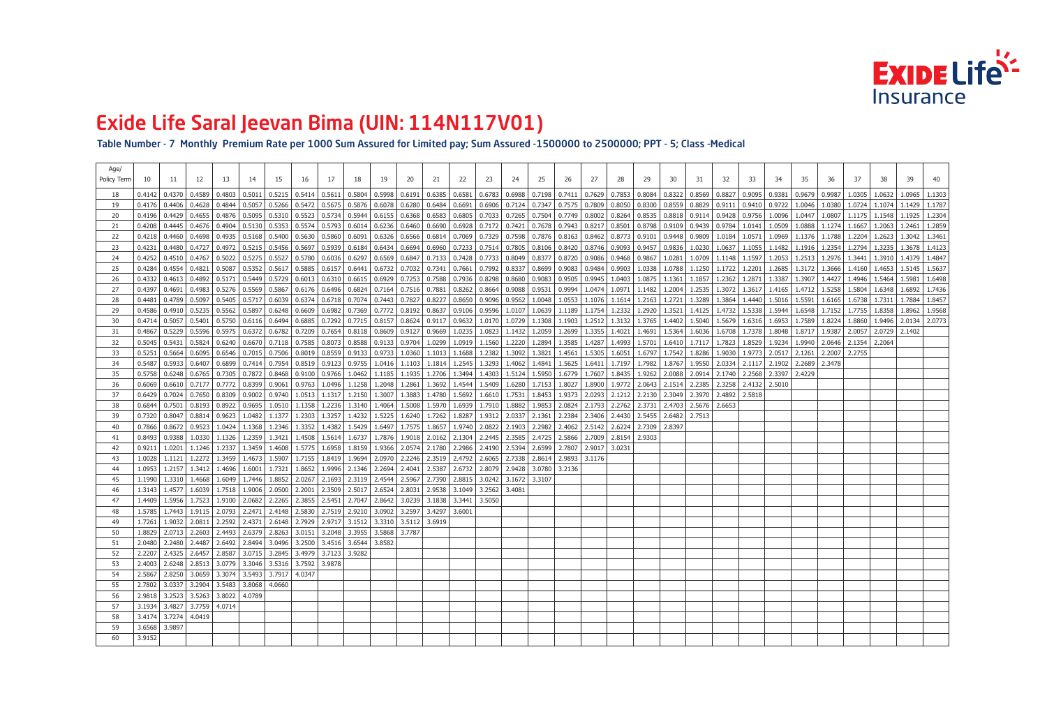# Exide Life Saral Jeevan Bima (UIN: 114N117V01)

**Table Number - 7 Monthly Premium Rate per 1000 Sum Assured for Limited pay; Sum Assured -1500000 to 2500000; PPT - 5; Class -Medical**

| Age/ Policy Term | 10 | 11 | 12 | 13 | 14 | 15 | 16 | 17 | 18 | 19 | 20 | 21 | 22 | 23 | 24 | 25 | 26 | 27 | 28 | 29 | 30 | 31 | 32 | 33 | 34 | 35 | 36 | 37 | 38 | 39 | 40 |
|---|---|---|---|---|---|---|---|---|---|---|---|---|---|---|---|---|---|---|---|---|---|---|---|---|---|---|---|---|---|---|---|
| 18 | 0.4142 | 0.4370 | 0.4589 | 0.4803 | 0.5011 | 0.5215 | 0.5414 | 0.5611 | 0.5804 | 0.5998 | 0.6191 | 0.6385 | 0.6581 | 0.6783 | 0.6988 | 0.7198 | 0.7411 | 0.7629 | 0.7853 | 0.8084 | 0.8322 | 0.8569 | 0.8827 | 0.9095 | 0.9381 | 0.9679 | 0.9987 | 1.0305 | 1.0632 | 1.0965 | 1.1303 |
| 19 | 0.4176 | 0.4406 | 0.4628 | 0.4844 | 0.5057 | 0.5266 | 0.5472 | 0.5675 | 0.5876 | 0.6078 | 0.6280 | 0.6484 | 0.6691 | 0.6906 | 0.7124 | 0.7347 | 0.7575 | 0.7809 | 0.8050 | 0.8300 | 0.8559 | 0.8829 | 0.9111 | 0.9410 | 0.9722 | 1.0046 | 1.0380 | 1.0724 | 1.1074 | 1.1429 | 1.1787 |
| 20 | 0.4196 | 0.4429 | 0.4655 | 0.4876 | 0.5095 | 0.5310 | 0.5523 | 0.5734 | 0.5944 | 0.6155 | 0.6368 | 0.6583 | 0.6805 | 0.7033 | 0.7265 | 0.7504 | 0.7749 | 0.8002 | 0.8264 | 0.8535 | 0.8818 | 0.9114 | 0.9428 | 0.9756 | 1.0096 | 1.0447 | 1.0807 | 1.1175 | 1.1548 | 1.1925 | 1.2304 |
| 21 | 0.4208 | 0.4445 | 0.4676 | 0.4904 | 0.5130 | 0.5353 | 0.5574 | 0.5793 | 0.6014 | 0.6236 | 0.6460 | 0.6690 | 0.6928 | 0.7172 | 0.7421 | 0.7678 | 0.7943 | 0.8217 | 0.8501 | 0.8798 | 0.9109 | 0.9439 | 0.9784 | 1.0141 | 1.0509 | 1.0888 | 1.1274 | 1.1667 | 1.2063 | 1.2461 | 1.2859 |
| 22 | 0.4218 | 0.4460 | 0.4698 | 0.4935 | 0.5168 | 0.5400 | 0.5630 | 0.5860 | 0.6091 | 0.6326 | 0.6566 | 0.6814 | 0.7069 | 0.7329 | 0.7598 | 0.7876 | 0.8163 | 0.8462 | 0.8773 | 0.9101 | 0.9448 | 0.9809 | 1.0184 | 1.0571 | 1.0969 | 1.1376 | 1.1788 | 1.2204 | 1.2623 | 1.3042 | 1.3461 |
| 23 | 0.4231 | 0.4480 | 0.4727 | 0.4972 | 0.5215 | 0.5456 | 0.5697 | 0.5939 | 0.6184 | 0.6434 | 0.6694 | 0.6960 | 0.7233 | 0.7514 | 0.7805 | 0.8106 | 0.8420 | 0.8746 | 0.9093 | 0.9457 | 0.9836 | 1.0230 | 1.0637 | 1.1055 | 1.1482 | 1.1916 | 1.2354 | 1.2794 | 1.3235 | 1.3678 | 1.4123 |
| 24 | 0.4252 | 0.4510 | 0.4767 | 0.5022 | 0.5275 | 0.5527 | 0.5780 | 0.6036 | 0.6297 | 0.6569 | 0.6847 | 0.7133 | 0.7428 | 0.7733 | 0.8049 | 0.8377 | 0.8720 | 0.9086 | 0.9468 | 0.9867 | 1.0281 | 1.0709 | 1.1148 | 1.1597 | 1.2053 | 1.2513 | 1.2976 | 1.3441 | 1.3910 | 1.4379 | 1.4847 |
| 25 | 0.4284 | 0.4554 | 0.4821 | 0.5087 | 0.5352 | 0.5617 | 0.5885 | 0.6157 | 0.6441 | 0.6732 | 0.7032 | 0.7341 | 0.7661 | 0.7992 | 0.8337 | 0.8699 | 0.9083 | 0.9484 | 0.9903 | 1.0338 | 1.0788 | 1.1250 | 1.1722 | 1.2201 | 1.2685 | 1.3172 | 1.3666 | 1.4160 | 1.4653 | 1.5145 | 1.5637 |
| 26 | 0.4332 | 0.4613 | 0.4892 | 0.5171 | 0.5449 | 0.5729 | 0.6013 | 0.6310 | 0.6615 | 0.6929 | 0.7253 | 0.7588 | 0.7936 | 0.8298 | 0.8680 | 0.9083 | 0.9505 | 0.9945 | 1.0403 | 1.0875 | 1.1361 | 1.1857 | 1.2362 | 1.2871 | 1.3387 | 1.3907 | 1.4427 | 1.4946 | 1.5464 | 1.5981 | 1.6498 |
| 27 | 0.4397 | 0.4691 | 0.4983 | 0.5276 | 0.5569 | 0.5867 | 0.6176 | 0.6496 | 0.6824 | 0.7164 | 0.7516 | 0.7881 | 0.8262 | 0.8664 | 0.9088 | 0.9531 | 0.9994 | 1.0474 | 1.0971 | 1.1482 | 1.2004 | 1.2535 | 1.3072 | 1.3617 | 1.4165 | 1.4712 | 1.5258 | 1.5804 | 1.6348 | 1.6892 | 1.7436 |
| 28 | 0.4481 | 0.4789 | 0.5097 | 0.5405 | 0.5717 | 0.6039 | 0.6374 | 0.6718 | 0.7074 | 0.7443 | 0.7827 | 0.8227 | 0.8650 | 0.9096 | 0.9562 | 1.0048 | 1.0553 | 1.1076 | 1.1614 | 1.2163 | 1.2721 | 1.3289 | 1.3864 | 1.4440 | 1.5016 | 1.5591 | 1.6165 | 1.6738 | 1.7311 | 1.7884 | 1.8457 |
| 29 | 0.4586 | 0.4910 | 0.5235 | 0.5562 | 0.5897 | 0.6248 | 0.6609 | 0.6982 | 0.7369 | 0.7772 | 0.8192 | 0.8637 | 0.9106 | 0.9596 | 1.0107 | 1.0639 | 1.1189 | 1.1754 | 1.2332 | 1.2920 | 1.3521 | 1.4125 | 1.4732 | 1.5338 | 1.5944 | 1.6548 | 1.7152 | 1.7755 | 1.8358 | 1.8962 | 1.9568 |
| 30 | 0.4714 | 0.5057 | 0.5401 | 0.5750 | 0.6116 | 0.6494 | 0.6885 | 0.7292 | 0.7715 | 0.8157 | 0.8624 | 0.9117 | 0.9632 | 1.0170 | 1.0729 | 1.1308 | 1.1903 | 1.2512 | 1.3132 | 1.3765 | 1.4402 | 1.5040 | 1.5679 | 1.6316 | 1.6953 | 1.7589 | 1.8224 | 1.8860 | 1.9496 | 2.0134 | 2.0773 |
| 31 | 0.4867 | 0.5229 | 0.5596 | 0.5975 | 0.6372 | 0.6782 | 0.7209 | 0.7654 | 0.8118 | 0.8609 | 0.9127 | 0.9669 | 1.0235 | 1.0823 | 1.1432 | 1.2059 | 1.2699 | 1.3355 | 1.4021 | 1.4691 | 1.5364 | 1.6036 | 1.6708 | 1.7378 | 1.8048 | 1.8717 | 1.9387 | 2.0057 | 2.0729 | 2.1402 | |
| 32 | 0.5045 | 0.5431 | 0.5824 | 0.6240 | 0.6670 | 0.7118 | 0.7585 | 0.8073 | 0.8588 | 0.9133 | 0.9704 | 1.0299 | 1.0919 | 1.1560 | 1.2220 | 1.2894 | 1.3585 | 1.4287 | 1.4993 | 1.5701 | 1.6410 | 1.7117 | 1.7823 | 1.8529 | 1.9234 | 1.9940 | 2.0646 | 2.1354 | 2.2064 | | |
| 33 | 0.5251 | 0.5664 | 0.6095 | 0.6546 | 0.7015 | 0.7506 | 0.8019 | 0.8559 | 0.9133 | 0.9733 | 1.0360 | 1.1013 | 1.1688 | 1.2382 | 1.3092 | 1.3821 | 1.4561 | 1.5305 | 1.6051 | 1.6797 | 1.7542 | 1.8286 | 1.9030 | 1.9773 | 2.0517 | 2.1261 | 2.2007 | 2.2755 | | | |
| 34 | 0.5487 | 0.5933 | 0.6407 | 0.6899 | 0.7414 | 0.7954 | 0.8519 | 0.9123 | 0.9755 | 1.0416 | 1.1103 | 1.1814 | 1.2545 | 1.3293 | 1.4062 | 1.4841 | 1.5625 | 1.6411 | 1.7197 | 1.7982 | 1.8767 | 1.9550 | 2.0334 | 2.1117 | 2.1902 | 2.2689 | 2.3478 | | | | |
| 35 | 0.5758 | 0.6248 | 0.6765 | 0.7305 | 0.7872 | 0.8468 | 0.9100 | 0.9766 | 1.0462 | 1.1185 | 1.1935 | 1.2706 | 1.3494 | 1.4303 | 1.5124 | 1.5950 | 1.6779 | 1.7607 | 1.8435 | 1.9262 | 2.0088 | 2.0914 | 2.1740 | 2.2568 | 2.3397 | 2.4229 | | | | | |
| 36 | 0.6069 | 0.6610 | 0.7177 | 0.7772 | 0.8399 | 0.9061 | 0.9763 | 1.0496 | 1.1258 | 1.2048 | 1.2861 | 1.3692 | 1.4544 | 1.5409 | 1.6280 | 1.7153 | 1.8027 | 1.8900 | 1.9772 | 2.0643 | 2.1514 | 2.2385 | 2.3258 | 2.4132 | 2.5010 | | | | | | |
| 37 | 0.6429 | 0.7024 | 0.7650 | 0.8309 | 0.9002 | 0.9740 | 1.0513 | 1.1317 | 1.2150 | 1.3007 | 1.3883 | 1.4780 | 1.5692 | 1.6610 | 1.7531 | 1.8453 | 1.9373 | 2.0293 | 2.1212 | 2.2130 | 2.3049 | 2.3970 | 2.4892 | 2.5818 | | | | | | | |
| 38 | 0.6844 | 0.7501 | 0.8193 | 0.8922 | 0.9695 | 1.0510 | 1.1358 | 1.2236 | 1.3140 | 1.4064 | 1.5008 | 1.5970 | 1.6939 | 1.7910 | 1.8882 | 1.9853 | 2.0824 | 2.1793 | 2.2762 | 2.3731 | 2.4703 | 2.5676 | 2.6653 | | | | | | | | |
| 39 | 0.7320 | 0.8047 | 0.8814 | 0.9623 | 1.0482 | 1.1377 | 1.2303 | 1.3257 | 1.4232 | 1.5225 | 1.6240 | 1.7262 | 1.8287 | 1.9312 | 2.0337 | 2.1361 | 2.2384 | 2.3406 | 2.4430 | 2.5455 | 2.6482 | 2.7513 | | | | | | | | | |
| 40 | 0.7866 | 0.8672 | 0.9523 | 1.0424 | 1.1368 | 1.2346 | 1.3352 | 1.4382 | 1.5429 | 1.6497 | 1.7575 | 1.8657 | 1.9740 | 2.0822 | 2.1903 | 2.2982 | 2.4062 | 2.5142 | 2.6224 | 2.7309 | 2.8397 | | | | | | | | | | |
| 41 | 0.8493 | 0.9388 | 1.0330 | 1.1326 | 1.2359 | 1.3421 | 1.4508 | 1.5614 | 1.6737 | 1.7876 | 1.9018 | 2.0162 | 2.1304 | 2.2445 | 2.3585 | 2.4725 | 2.5866 | 2.7009 | 2.8154 | 2.9303 | | | | | | | | | | | |
| 42 | 0.9211 | 1.0201 | 1.1246 | 1.2337 | 1.3459 | 1.4608 | 1.5775 | 1.6958 | 1.8159 | 1.9366 | 2.0574 | 2.1780 | 2.2986 | 2.4190 | 2.5394 | 2.6599 | 2.7807 | 2.9017 | 3.0231 | | | | | | | | | | | | |
| 43 | 1.0028 | 1.1121 | 1.2272 | 1.3459 | 1.4673 | 1.5907 | 1.7155 | 1.8419 | 1.9694 | 2.0970 | 2.2246 | 2.3519 | 2.4792 | 2.6065 | 2.7338 | 2.8614 | 2.9893 | 3.1176 | | | | | | | | | | | | | |
| 44 | 1.0953 | 1.2157 | 1.3412 | 1.4696 | 1.6001 | 1.7321 | 1.8652 | 1.9996 | 2.1346 | 2.2694 | 2.4041 | 2.5387 | 2.6732 | 2.8079 | 2.9428 | 3.0780 | 3.2136 | | | | | | | | | | | | | | |
| 45 | 1.1990 | 1.3310 | 1.4668 | 1.6049 | 1.7446 | 1.8852 | 2.0267 | 2.1693 | 2.3119 | 2.4544 | 2.5967 | 2.7390 | 2.8815 | 3.0242 | 3.1672 | 3.3107 | | | | | | | | | | | | | | | |
| 46 | 1.3143 | 1.4577 | 1.6039 | 1.7518 | 1.9006 | 2.0500 | 2.2001 | 2.3509 | 2.5017 | 2.6524 | 2.8031 | 2.9538 | 3.1049 | 3.2562 | 3.4081 | | | | | | | | | | | | | | | | |
| 47 | 1.4409 | 1.5956 | 1.7523 | 1.9100 | 2.0682 | 2.2265 | 2.3855 | 2.5451 | 2.7047 | 2.8642 | 3.0239 | 3.1838 | 3.3441 | 3.5050 | | | | | | | | | | | | | | | | | |
| 48 | 1.5785 | 1.7443 | 1.9115 | 2.0793 | 2.2471 | 2.4148 | 2.5830 | 2.7519 | 2.9210 | 3.0902 | 3.2597 | 3.4297 | 3.6001 | | | | | | | | | | | | | | | | | | |
| 49 | 1.7261 | 1.9032 | 2.0811 | 2.2592 | 2.4371 | 2.6148 | 2.7929 | 2.9717 | 3.1512 | 3.3310 | 3.5112 | 3.6919 | | | | | | | | | | | | | | | | | | | |
| 50 | 1.8829 | 2.0713 | 2.2603 | 2.4493 | 2.6379 | 2.8263 | 3.0151 | 3.2048 | 3.3955 | 3.5868 | 3.7787 | | | | | | | | | | | | | | | | | | | | |
| 51 | 2.0480 | 2.2480 | 2.4487 | 2.6492 | 2.8494 | 3.0496 | 3.2500 | 3.4516 | 3.6544 | 3.8582 | | | | | | | | | | | | | | | | | | | | | |
| 52 | 2.2207 | 2.4325 | 2.6457 | 2.8587 | 3.0715 | 3.2845 | 3.4979 | 3.7123 | 3.9282 | | | | | | | | | | | | | | | | | | | | | | |
| 53 | 2.4003 | 2.6248 | 2.8513 | 3.0779 | 3.3046 | 3.5316 | 3.7592 | 3.9878 | | | | | | | | | | | | | | | | | | | | | | | |
| 54 | 2.5867 | 2.8250 | 3.0659 | 3.3074 | 3.5493 | 3.7917 | 4.0347 | | | | | | | | | | | | | | | | | | | | | | | | |
| 55 | 2.7802 | 3.0337 | 3.2904 | 3.5483 | 3.8068 | 4.0660 | | | | | | | | | | | | | | | | | | | | | | | | | |
| 56 | 2.9818 | 3.2523 | 3.5263 | 3.8022 | 4.0789 | | | | | | | | | | | | | | | | | | | | | | | | | | |
| 57 | 3.1934 | 3.4827 | 3.7759 | 4.0714 | | | | | | | | | | | | | | | | | | | | | | | | | | | |
| 58 | 3.4174 | 3.7274 | 4.0419 | | | | | | | | | | | | | | | | | | | | | | | | | | | | |
| 59 | 3.6568 | 3.9897 | | | | | | | | | | | | | | | | | | | | | | | | | | | | | |
| 60 | 3.9152 | | | | | | | | | | | | | | | | | | | | | | | | | | | | | | |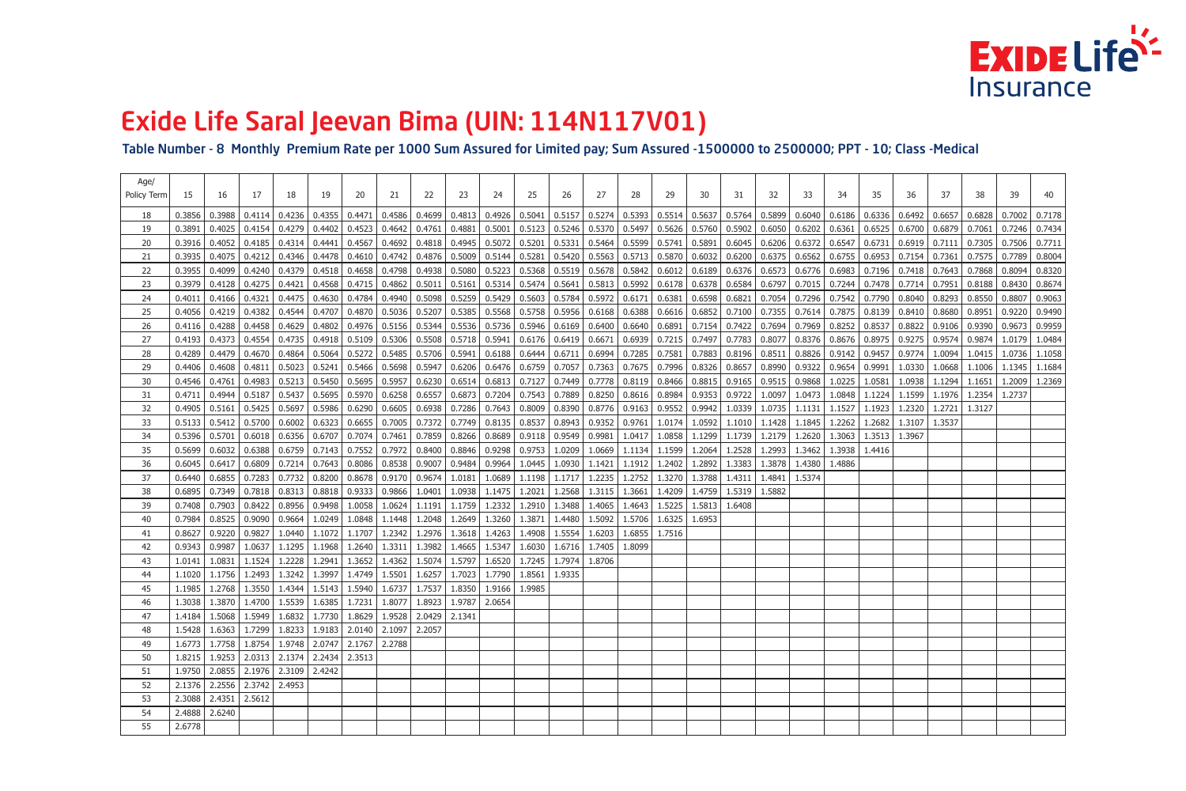# Exide Life Saral Jeevan Bima (UIN: 114N117V01)

**Table Number - 8 Monthly Premium Rate per 1000 Sum Assured for Limited pay; Sum Assured -1500000 to 2500000; PPT - 10; Class -Medical**

| Age/ Policy Term | 15 | 16 | 17 | 18 | 19 | 20 | 21 | 22 | 23 | 24 | 25 | 26 | 27 | 28 | 29 | 30 | 31 | 32 | 33 | 34 | 35 | 36 | 37 | 38 | 39 | 40 |
|---|---|---|---|---|---|---|---|---|---|---|---|---|---|---|---|---|---|---|---|---|---|---|---|---|---|---|
| 18 | 0.3856 | 0.3988 | 0.4114 | 0.4236 | 0.4355 | 0.4471 | 0.4586 | 0.4699 | 0.4813 | 0.4926 | 0.5041 | 0.5157 | 0.5274 | 0.5393 | 0.5514 | 0.5637 | 0.5764 | 0.5899 | 0.6040 | 0.6186 | 0.6336 | 0.6492 | 0.6657 | 0.6828 | 0.7002 | 0.7178 |
| 19 | 0.3891 | 0.4025 | 0.4154 | 0.4279 | 0.4402 | 0.4523 | 0.4642 | 0.4761 | 0.4881 | 0.5001 | 0.5123 | 0.5246 | 0.5370 | 0.5497 | 0.5626 | 0.5760 | 0.5902 | 0.6050 | 0.6202 | 0.6361 | 0.6525 | 0.6700 | 0.6879 | 0.7061 | 0.7246 | 0.7434 |
| 20 | 0.3916 | 0.4052 | 0.4185 | 0.4314 | 0.4441 | 0.4567 | 0.4692 | 0.4818 | 0.4945 | 0.5072 | 0.5201 | 0.5331 | 0.5464 | 0.5599 | 0.5741 | 0.5891 | 0.6045 | 0.6206 | 0.6372 | 0.6547 | 0.6731 | 0.6919 | 0.7111 | 0.7305 | 0.7506 | 0.7711 |
| 21 | 0.3935 | 0.4075 | 0.4212 | 0.4346 | 0.4478 | 0.4610 | 0.4742 | 0.4876 | 0.5009 | 0.5144 | 0.5281 | 0.5420 | 0.5563 | 0.5713 | 0.5870 | 0.6032 | 0.6200 | 0.6375 | 0.6562 | 0.6755 | 0.6953 | 0.7154 | 0.7361 | 0.7575 | 0.7789 | 0.8004 |
| 22 | 0.3955 | 0.4099 | 0.4240 | 0.4379 | 0.4518 | 0.4658 | 0.4798 | 0.4938 | 0.5080 | 0.5223 | 0.5368 | 0.5519 | 0.5678 | 0.5842 | 0.6012 | 0.6189 | 0.6376 | 0.6573 | 0.6776 | 0.6983 | 0.7196 | 0.7418 | 0.7643 | 0.7868 | 0.8094 | 0.8320 |
| 23 | 0.3979 | 0.4128 | 0.4275 | 0.4421 | 0.4568 | 0.4715 | 0.4862 | 0.5011 | 0.5161 | 0.5314 | 0.5474 | 0.5641 | 0.5813 | 0.5992 | 0.6178 | 0.6378 | 0.6584 | 0.6797 | 0.7015 | 0.7244 | 0.7478 | 0.7714 | 0.7951 | 0.8188 | 0.8430 | 0.8674 |
| 24 | 0.4011 | 0.4166 | 0.4321 | 0.4475 | 0.4630 | 0.4784 | 0.4940 | 0.5098 | 0.5259 | 0.5429 | 0.5603 | 0.5784 | 0.5972 | 0.6171 | 0.6381 | 0.6598 | 0.6821 | 0.7054 | 0.7296 | 0.7542 | 0.7790 | 0.8040 | 0.8293 | 0.8550 | 0.8807 | 0.9063 |
| 25 | 0.4056 | 0.4219 | 0.4382 | 0.4544 | 0.4707 | 0.4870 | 0.5036 | 0.5207 | 0.5385 | 0.5568 | 0.5758 | 0.5956 | 0.6168 | 0.6388 | 0.6616 | 0.6852 | 0.7100 | 0.7355 | 0.7614 | 0.7875 | 0.8139 | 0.8410 | 0.8680 | 0.8951 | 0.9220 | 0.9490 |
| 26 | 0.4116 | 0.4288 | 0.4458 | 0.4629 | 0.4802 | 0.4976 | 0.5156 | 0.5344 | 0.5536 | 0.5736 | 0.5946 | 0.6169 | 0.6400 | 0.6640 | 0.6891 | 0.7154 | 0.7422 | 0.7694 | 0.7969 | 0.8252 | 0.8537 | 0.8822 | 0.9106 | 0.9390 | 0.9673 | 0.9959 |
| 27 | 0.4193 | 0.4373 | 0.4554 | 0.4735 | 0.4918 | 0.5109 | 0.5306 | 0.5508 | 0.5718 | 0.5941 | 0.6176 | 0.6419 | 0.6671 | 0.6939 | 0.7215 | 0.7497 | 0.7783 | 0.8077 | 0.8376 | 0.8676 | 0.8975 | 0.9275 | 0.9574 | 0.9874 | 1.0179 | 1.0484 |
| 28 | 0.4289 | 0.4479 | 0.4670 | 0.4864 | 0.5064 | 0.5272 | 0.5485 | 0.5706 | 0.5941 | 0.6188 | 0.6444 | 0.6711 | 0.6994 | 0.7285 | 0.7581 | 0.7883 | 0.8196 | 0.8511 | 0.8826 | 0.9142 | 0.9457 | 0.9774 | 1.0094 | 1.0415 | 1.0736 | 1.1058 |
| 29 | 0.4406 | 0.4608 | 0.4811 | 0.5023 | 0.5241 | 0.5466 | 0.5698 | 0.5947 | 0.6206 | 0.6476 | 0.6759 | 0.7057 | 0.7363 | 0.7675 | 0.7996 | 0.8326 | 0.8657 | 0.8990 | 0.9322 | 0.9654 | 0.9991 | 1.0330 | 1.0668 | 1.1006 | 1.1345 | 1.1684 |
| 30 | 0.4546 | 0.4761 | 0.4983 | 0.5213 | 0.5450 | 0.5695 | 0.5957 | 0.6230 | 0.6514 | 0.6813 | 0.7127 | 0.7449 | 0.7778 | 0.8119 | 0.8466 | 0.8815 | 0.9165 | 0.9515 | 0.9868 | 1.0225 | 1.0581 | 1.0938 | 1.1294 | 1.1651 | 1.2009 | 1.2369 |
| 31 | 0.4711 | 0.4944 | 0.5187 | 0.5437 | 0.5695 | 0.5970 | 0.6258 | 0.6557 | 0.6873 | 0.7204 | 0.7543 | 0.7889 | 0.8250 | 0.8616 | 0.8984 | 0.9353 | 0.9722 | 1.0097 | 1.0473 | 1.0848 | 1.1224 | 1.1599 | 1.1976 | 1.2354 | 1.2737 | |
| 32 | 0.4905 | 0.5161 | 0.5425 | 0.5697 | 0.5986 | 0.6290 | 0.6605 | 0.6938 | 0.7286 | 0.7643 | 0.8009 | 0.8390 | 0.8776 | 0.9163 | 0.9552 | 0.9942 | 1.0339 | 1.0735 | 1.1131 | 1.1527 | 1.1923 | 1.2320 | 1.2721 | 1.3127 | | |
| 33 | 0.5133 | 0.5412 | 0.5700 | 0.6002 | 0.6323 | 0.6655 | 0.7005 | 0.7372 | 0.7749 | 0.8135 | 0.8537 | 0.8943 | 0.9352 | 0.9761 | 1.0174 | 1.0592 | 1.1010 | 1.1428 | 1.1845 | 1.2262 | 1.2682 | 1.3107 | 1.3537 | | | |
| 34 | 0.5396 | 0.5701 | 0.6018 | 0.6356 | 0.6707 | 0.7074 | 0.7461 | 0.7859 | 0.8266 | 0.8689 | 0.9118 | 0.9549 | 0.9981 | 1.0417 | 1.0858 | 1.1299 | 1.1739 | 1.2179 | 1.2620 | 1.3063 | 1.3513 | 1.3967 | | | | |
| 35 | 0.5699 | 0.6032 | 0.6388 | 0.6759 | 0.7143 | 0.7552 | 0.7972 | 0.8400 | 0.8846 | 0.9298 | 0.9753 | 1.0209 | 1.0669 | 1.1134 | 1.1599 | 1.2064 | 1.2528 | 1.2993 | 1.3462 | 1.3938 | 1.4416 | | | | | |
| 36 | 0.6045 | 0.6417 | 0.6809 | 0.7214 | 0.7643 | 0.8086 | 0.8538 | 0.9007 | 0.9484 | 0.9964 | 1.0445 | 1.0930 | 1.1421 | 1.1912 | 1.2402 | 1.2892 | 1.3383 | 1.3878 | 1.4380 | 1.4886 | | | | | | |
| 37 | 0.6440 | 0.6855 | 0.7283 | 0.7732 | 0.8200 | 0.8678 | 0.9170 | 0.9674 | 1.0181 | 1.0689 | 1.1198 | 1.1717 | 1.2235 | 1.2752 | 1.3270 | 1.3788 | 1.4311 | 1.4841 | 1.5374 | | | | | | | |
| 38 | 0.6895 | 0.7349 | 0.7818 | 0.8313 | 0.8818 | 0.9333 | 0.9866 | 1.0401 | 1.0938 | 1.1475 | 1.2021 | 1.2568 | 1.3115 | 1.3661 | 1.4209 | 1.4759 | 1.5319 | 1.5882 | | | | | | | | |
| 39 | 0.7408 | 0.7903 | 0.8422 | 0.8956 | 0.9498 | 1.0058 | 1.0624 | 1.1191 | 1.1759 | 1.2332 | 1.2910 | 1.3488 | 1.4065 | 1.4643 | 1.5225 | 1.5813 | 1.6408 | | | | | | | | | |
| 40 | 0.7984 | 0.8525 | 0.9090 | 0.9664 | 1.0249 | 1.0848 | 1.1448 | 1.2048 | 1.2649 | 1.3260 | 1.3871 | 1.4480 | 1.5092 | 1.5706 | 1.6325 | 1.6953 | | | | | | | | | | |
| 41 | 0.8627 | 0.9220 | 0.9827 | 1.0440 | 1.1072 | 1.1707 | 1.2342 | 1.2976 | 1.3618 | 1.4263 | 1.4908 | 1.5554 | 1.6203 | 1.6855 | 1.7516 | | | | | | | | | | | |
| 42 | 0.9343 | 0.9987 | 1.0637 | 1.1295 | 1.1968 | 1.2640 | 1.3311 | 1.3982 | 1.4665 | 1.5347 | 1.6030 | 1.6716 | 1.7405 | 1.8099 | | | | | | | | | | | | |
| 43 | 1.0141 | 1.0831 | 1.1524 | 1.2228 | 1.2941 | 1.3652 | 1.4362 | 1.5074 | 1.5797 | 1.6520 | 1.7245 | 1.7974 | 1.8706 | | | | | | | | | | | | | |
| 44 | 1.1020 | 1.1756 | 1.2493 | 1.3242 | 1.3997 | 1.4749 | 1.5501 | 1.6257 | 1.7023 | 1.7790 | 1.8561 | 1.9335 | | | | | | | | | | | | | | |
| 45 | 1.1985 | 1.2768 | 1.3550 | 1.4344 | 1.5143 | 1.5940 | 1.6737 | 1.7537 | 1.8350 | 1.9166 | 1.9985 | | | | | | | | | | | | | | | |
| 46 | 1.3038 | 1.3870 | 1.4700 | 1.5539 | 1.6385 | 1.7231 | 1.8077 | 1.8923 | 1.9787 | 2.0654 | | | | | | | | | | | | | | | | |
| 47 | 1.4184 | 1.5068 | 1.5949 | 1.6832 | 1.7730 | 1.8629 | 1.9528 | 2.0429 | 2.1341 | | | | | | | | | | | | | | | | | |
| 48 | 1.5428 | 1.6363 | 1.7299 | 1.8233 | 1.9183 | 2.0140 | 2.1097 | 2.2057 | | | | | | | | | | | | | | | | | | |
| 49 | 1.6773 | 1.7758 | 1.8754 | 1.9748 | 2.0747 | 2.1767 | 2.2788 | | | | | | | | | | | | | | | | | | | |
| 50 | 1.8215 | 1.9253 | 2.0313 | 2.1374 | 2.2434 | 2.3513 | | | | | | | | | | | | | | | | | | | | |
| 51 | 1.9750 | 2.0855 | 2.1976 | 2.3109 | 2.4242 | | | | | | | | | | | | | | | | | | | | | |
| 52 | 2.1376 | 2.2556 | 2.3742 | 2.4953 | | | | | | | | | | | | | | | | | | | | | | |
| 53 | 2.3088 | 2.4351 | 2.5612 | | | | | | | | | | | | | | | | | | | | | | | |
| 54 | 2.4888 | 2.6240 | | | | | | | | | | | | | | | | | | | | | | | | |
| 55 | 2.6778 | | | | | | | | | | | | | | | | | | | | | | | | | |